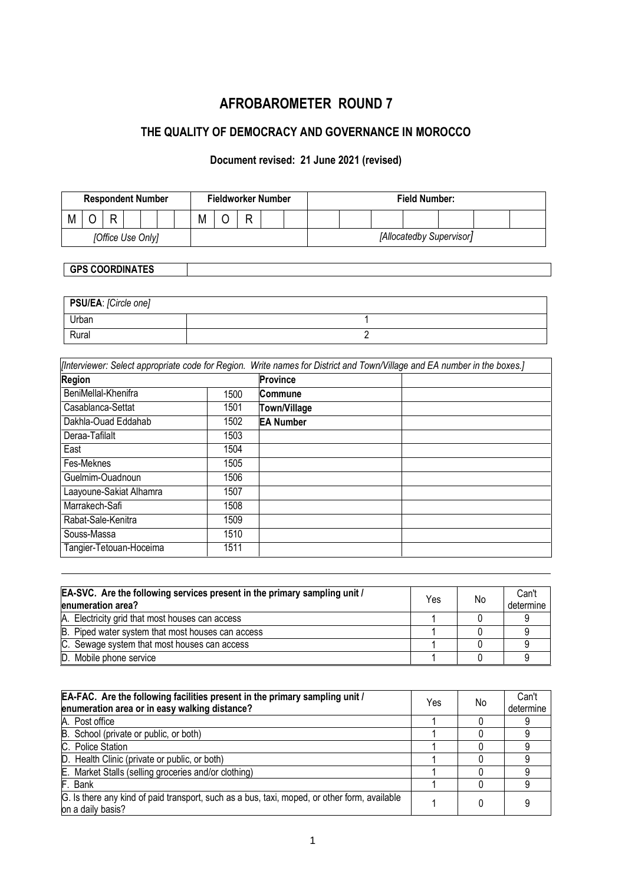# AFROBAROMETER ROUND 7

## THE QUALITY OF DEMOCRACY AND GOVERNANCE IN MOROCCO

### Document revised: 21 June 2021 (revised)

| Respondent Number | | | | | | | Fieldworker Number | | | | | Field Number: | | | | | | | |
|---|---|---|---|---|---|---|---|---|---|---|---|---|---|---|---|---|---|---|---|
| M | O | R | | | | | M | O | R | | | | | | | | | | |
| *[Office Use Only]* | | | | | | | | | | | | *[Allocatedby Supervisor]* | | | | | | | |

| GPS COORDINATES | |
|---|---|

| PSU/EA: *[Circle one]* | |
|---|---|
| Urban | 1 |
| Rural | 2 |

| *[Interviewer: Select appropriate code for Region. Write names for District and Town/Village and EA number in the boxes.]* | | | |
|---|---|---|---|
| **Region** | | **Province** | |
| BeniMellal-Khenifra | 1500 | **Commune** | |
| Casablanca-Settat | 1501 | **Town/Village** | |
| Dakhla-Ouad Eddahab | 1502 | **EA Number** | |
| Deraa-Tafilalt | 1503 | | |
| East | 1504 | | |
| Fes-Meknes | 1505 | | |
| Guelmim-Ouadnoun | 1506 | | |
| Laayoune-Sakiat Alhamra | 1507 | | |
| Marrakech-Safi | 1508 | | |
| Rabat-Sale-Kenitra | 1509 | | |
| Souss-Massa | 1510 | | |
| Tangier-Tetouan-Hoceima | 1511 | | |

| **EA-SVC. Are the following services present in the primary sampling unit / enumeration area?** | Yes | No | Can't determine |
|---|---|---|---|
| A. Electricity grid that most houses can access | 1 | 0 | 9 |
| B. Piped water system that most houses can access | 1 | 0 | 9 |
| C. Sewage system that most houses can access | 1 | 0 | 9 |
| D. Mobile phone service | 1 | 0 | 9 |

| **EA-FAC. Are the following facilities present in the primary sampling unit / enumeration area or in easy walking distance?** | Yes | No | Can't determine |
|---|---|---|---|
| A. Post office | 1 | 0 | 9 |
| B. School (private or public, or both) | 1 | 0 | 9 |
| C. Police Station | 1 | 0 | 9 |
| D. Health Clinic (private or public, or both) | 1 | 0 | 9 |
| E. Market Stalls (selling groceries and/or clothing) | 1 | 0 | 9 |
| F. Bank | 1 | 0 | 9 |
| G. Is there any kind of paid transport, such as a bus, taxi, moped, or other form, available on a daily basis? | 1 | 0 | 9 |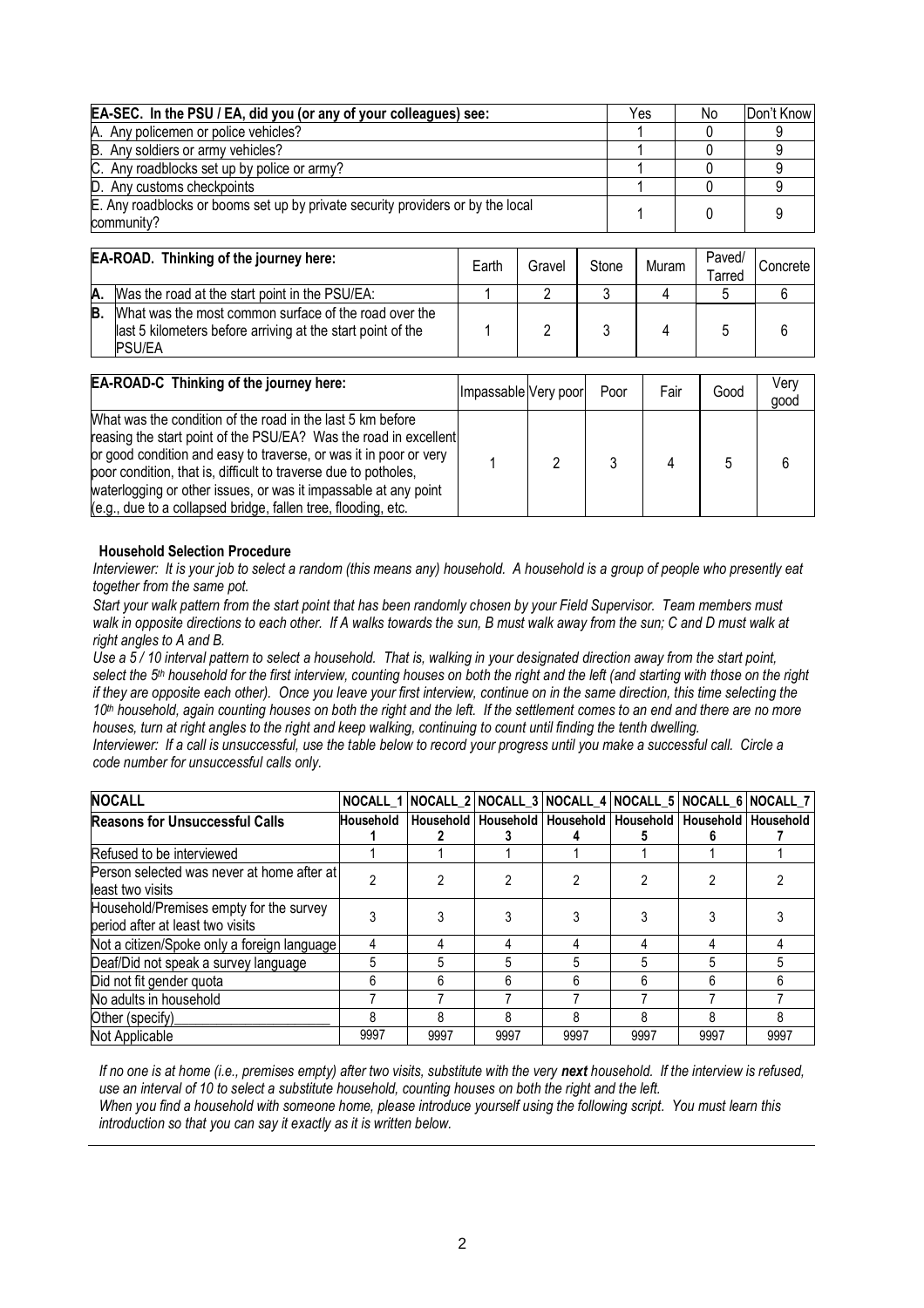| EA-SEC. In the PSU / EA, did you (or any of your colleagues) see: | Yes | No | Don't Know |
|---|---|---|---|
| A. Any policemen or police vehicles? | 1 | 0 | 9 |
| B. Any soldiers or army vehicles? | 1 | 0 | 9 |
| C. Any roadblocks set up by police or army? | 1 | 0 | 9 |
| D. Any customs checkpoints | 1 | 0 | 9 |
| E. Any roadblocks or booms set up by private security providers or by the local community? | 1 | 0 | 9 |

| EA-ROAD. Thinking of the journey here: | | Earth | Gravel | Stone | Muram | Paved/ Tarred | Concrete |
|---|---|---|---|---|---|---|---|
| A. | Was the road at the start point in the PSU/EA: | 1 | 2 | 3 | 4 | 5 | 6 |
| B. | What was the most common surface of the road over the last 5 kilometers before arriving at the start point of the PSU/EA | 1 | 2 | 3 | 4 | 5 | 6 |

| EA-ROAD-C Thinking of the journey here: | Impassable | Very poor | Poor | Fair | Good | Very good |
|---|---|---|---|---|---|---|
| What was the condition of the road in the last 5 km before reasing the start point of the PSU/EA? Was the road in excellent or good condition and easy to traverse, or was it in poor or very poor condition, that is, difficult to traverse due to potholes, waterlogging or other issues, or was it impassable at any point (e.g., due to a collapsed bridge, fallen tree, flooding, etc. | 1 | 2 | 3 | 4 | 5 | 6 |

**Household Selection Procedure**

*Interviewer: It is your job to select a random (this means any) household. A household is a group of people who presently eat together from the same pot.*

*Start your walk pattern from the start point that has been randomly chosen by your Field Supervisor. Team members must walk in opposite directions to each other. If A walks towards the sun, B must walk away from the sun; C and D must walk at right angles to A and B.*

*Use a 5 / 10 interval pattern to select a household. That is, walking in your designated direction away from the start point, select the 5th household for the first interview, counting houses on both the right and the left (and starting with those on the right if they are opposite each other). Once you leave your first interview, continue on in the same direction, this time selecting the 10th household, again counting houses on both the right and the left. If the settlement comes to an end and there are no more houses, turn at right angles to the right and keep walking, continuing to count until finding the tenth dwelling.*

*Interviewer: If a call is unsuccessful, use the table below to record your progress until you make a successful call. Circle a code number for unsuccessful calls only.*

| NOCALL | NOCALL_1 | NOCALL_2 | NOCALL_3 | NOCALL_4 | NOCALL_5 | NOCALL_6 | NOCALL_7 |
|---|---|---|---|---|---|---|---|
| Reasons for Unsuccessful Calls | Household 1 | Household 2 | Household 3 | Household 4 | Household 5 | Household 6 | Household 7 |
| Refused to be interviewed | 1 | 1 | 1 | 1 | 1 | 1 | 1 |
| Person selected was never at home after at least two visits | 2 | 2 | 2 | 2 | 2 | 2 | 2 |
| Household/Premises empty for the survey period after at least two visits | 3 | 3 | 3 | 3 | 3 | 3 | 3 |
| Not a citizen/Spoke only a foreign language | 4 | 4 | 4 | 4 | 4 | 4 | 4 |
| Deaf/Did not speak a survey language | 5 | 5 | 5 | 5 | 5 | 5 | 5 |
| Did not fit gender quota | 6 | 6 | 6 | 6 | 6 | 6 | 6 |
| No adults in household | 7 | 7 | 7 | 7 | 7 | 7 | 7 |
| Other (specify)______________________ | 8 | 8 | 8 | 8 | 8 | 8 | 8 |
| Not Applicable | 9997 | 9997 | 9997 | 9997 | 9997 | 9997 | 9997 |

*If no one is at home (i.e., premises empty) after two visits, substitute with the very **next** household. If the interview is refused, use an interval of 10 to select a substitute household, counting houses on both the right and the left.*

*When you find a household with someone home, please introduce yourself using the following script. You must learn this introduction so that you can say it exactly as it is written below.*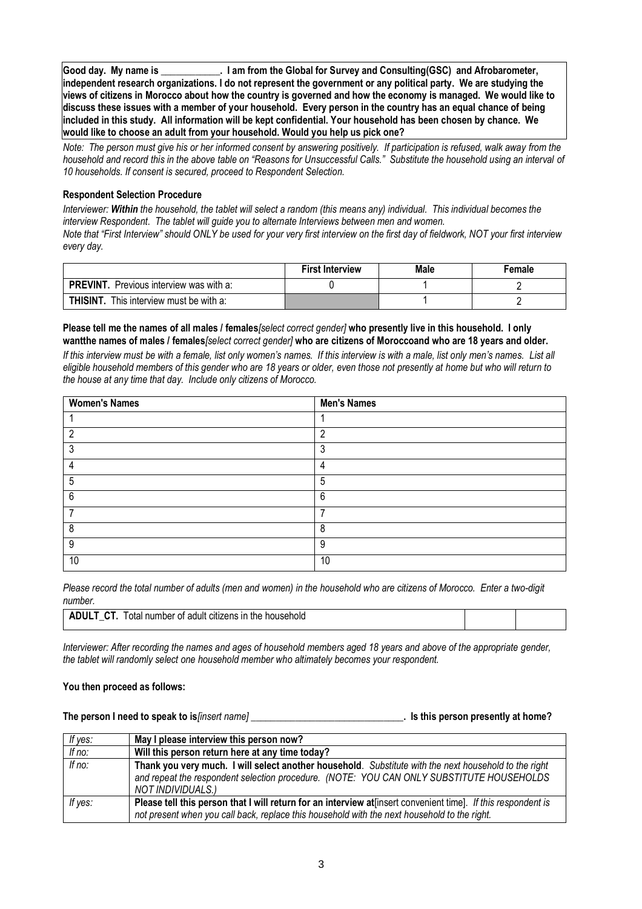**Good day. My name is ____________. I am from the Global for Survey and Consulting(GSC) and Afrobarometer, independent research organizations. I do not represent the government or any political party. We are studying the views of citizens in Morocco about how the country is governed and how the economy is managed. We would like to discuss these issues with a member of your household. Every person in the country has an equal chance of being included in this study. All information will be kept confidential. Your household has been chosen by chance. We would like to choose an adult from your household. Would you help us pick one?**

*Note: The person must give his or her informed consent by answering positively. If participation is refused, walk away from the household and record this in the above table on "Reasons for Unsuccessful Calls." Substitute the household using an interval of 10 households. If consent is secured, proceed to Respondent Selection.*

**Respondent Selection Procedure**

*Interviewer: **Within** the household, the tablet will select a random (this means any) individual. This individual becomes the interview Respondent. The tablet will guide you to alternate Interviews between men and women.*

*Note that "First Interview" should ONLY be used for your very first interview on the first day of fieldwork, NOT your first interview every day.*

| | First Interview | Male | Female |
|---|---|---|---|
| **PREVINT.** Previous interview was with a: | 0 | 1 | 2 |
| **THISINT.** This interview must be with a: | | 1 | 2 |

**Please tell me the names of all males / females***[select correct gender]* **who presently live in this household. I only wantthe names of males / females***[select correct gender]* **who are citizens of Moroccoand who are 18 years and older.**

*If this interview must be with a female, list only women's names. If this interview is with a male, list only men's names. List all eligible household members of this gender who are 18 years or older, even those not presently at home but who will return to the house at any time that day. Include only citizens of Morocco.*

| Women's Names | Men's Names |
|---|---|
| 1 | 1 |
| 2 | 2 |
| 3 | 3 |
| 4 | 4 |
| 5 | 5 |
| 6 | 6 |
| 7 | 7 |
| 8 | 8 |
| 9 | 9 |
| 10 | 10 |

*Please record the total number of adults (men and women) in the household who are citizens of Morocco. Enter a two-digit number.*

| **ADULT_CT.** Total number of adult citizens in the household | | |
|---|---|---|

*Interviewer: After recording the names and ages of household members aged 18 years and above of the appropriate gender, the tablet will randomly select one household member who altimately becomes your respondent.*

**You then proceed as follows:**

**The person I need to speak to is***[insert name]* **_______________________________. Is this person presently at home?**

| | |
|---|---|
| *If yes:* | **May I please interview this person now?** |
| *If no:* | **Will this person return here at any time today?** |
| *If no:* | **Thank you very much. I will select another household**. *Substitute with the next household to the right and repeat the respondent selection procedure. (NOTE: YOU CAN ONLY SUBSTITUTE HOUSEHOLDS NOT INDIVIDUALS.)* |
| *If yes:* | **Please tell this person that I will return for an interview at**[insert convenient time]. *If this respondent is not present when you call back, replace this household with the next household to the right.* |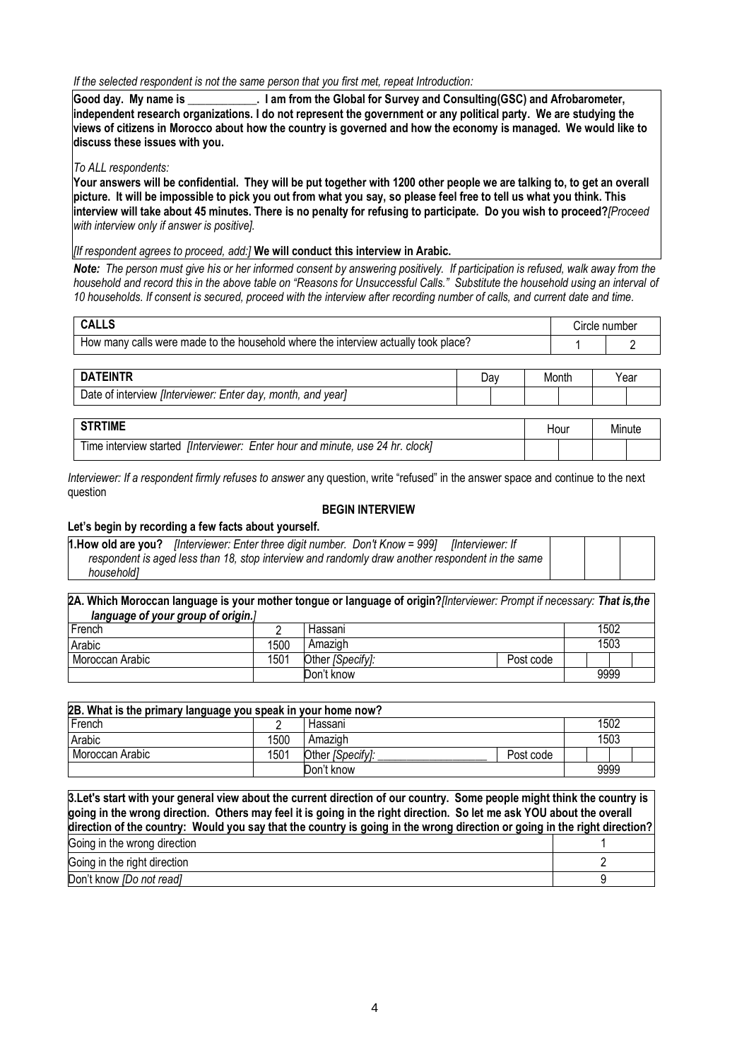*If the selected respondent is not the same person that you first met, repeat Introduction:*

**Good day. My name is ____________. I am from the Global for Survey and Consulting(GSC) and Afrobarometer, independent research organizations. I do not represent the government or any political party. We are studying the views of citizens in Morocco about how the country is governed and how the economy is managed. We would like to discuss these issues with you.**

*To ALL respondents:*

**Your answers will be confidential. They will be put together with 1200 other people we are talking to, to get an overall picture. It will be impossible to pick you out from what you say, so please feel free to tell us what you think. This interview will take about 45 minutes. There is no penalty for refusing to participate. Do you wish to proceed?***[Proceed with interview only if answer is positive].*

*[If respondent agrees to proceed, add:]* **We will conduct this interview in Arabic.**

***Note:*** *The person must give his or her informed consent by answering positively. If participation is refused, walk away from the household and record this in the above table on "Reasons for Unsuccessful Calls." Substitute the household using an interval of 10 households. If consent is secured, proceed with the interview after recording number of calls, and current date and time.*

| **CALLS** | Circle number | |
|---|---|---|
| How many calls were made to the household where the interview actually took place? | 1 | 2 |

| **DATEINTR** | Day | | Month | | Year | |
|---|---|---|---|---|---|---|
| Date of interview *[Interviewer: Enter day, month, and year]* | | | | | | |

| **STRTIME** | Hour | | Minute | |
|---|---|---|---|---|
| Time interview started *[Interviewer: Enter hour and minute, use 24 hr. clock]* | | | | |

*Interviewer: If a respondent firmly refuses to answer* any question, write "refused" in the answer space and continue to the next question

**BEGIN INTERVIEW**

**Let's begin by recording a few facts about yourself.**

| **1.How old are you?** *[Interviewer: Enter three digit number. Don't Know = 999] [Interviewer: If respondent is aged less than 18, stop interview and randomly draw another respondent in the same household]* | | | |
|---|---|---|---|

| **2A. Which Moroccan language is your mother tongue or language of origin?***[Interviewer: Prompt if necessary:* ***That is,the language of your group of origin.****]* | | | | |
|---|---|---|---|---|
| French | 2 | Hassani | | 1502 |
| Arabic | 1500 | Amazigh | | 1503 |
| Moroccan Arabic | 1501 | Other *[Specify]*: | Post code | |
| | | Don't know | | 9999 |

| **2B. What is the primary language you speak in your home now?** | | | | |
|---|---|---|---|---|
| French | 2 | Hassani | | 1502 |
| Arabic | 1500 | Amazigh | | 1503 |
| Moroccan Arabic | 1501 | Other *[Specify]*: ___________________ | Post code | |
| | | Don't know | | 9999 |

| **3.Let's start with your general view about the current direction of our country. Some people might think the country is going in the wrong direction. Others may feel it is going in the right direction. So let me ask YOU about the overall direction of the country: Would you say that the country is going in the wrong direction or going in the right direction?** | |
|---|---|
| Going in the wrong direction | 1 |
| Going in the right direction | 2 |
| Don't know *[Do not read]* | 9 |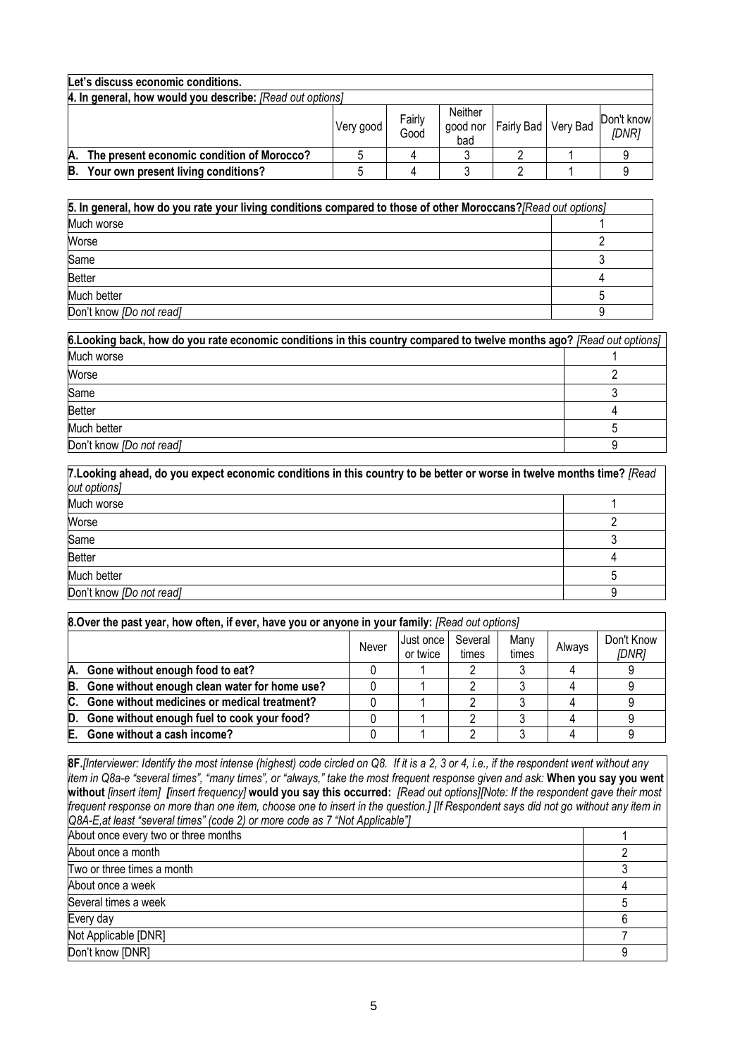**Let's discuss economic conditions.**

**4. In general, how would you describe:** *[Read out options]*

| | Very good | Fairly Good | Neither good nor bad | Fairly Bad | Very Bad | Don't know *[DNR]* |
|---|---|---|---|---|---|---|
| **A. The present economic condition of Morocco?** | 5 | 4 | 3 | 2 | 1 | 9 |
| **B. Your own present living conditions?** | 5 | 4 | 3 | 2 | 1 | 9 |

| **5. In general, how do you rate your living conditions compared to those of other Moroccans?***[Read out options]* | |
|---|---|
| Much worse | 1 |
| Worse | 2 |
| Same | 3 |
| Better | 4 |
| Much better | 5 |
| Don't know *[Do not read]* | 9 |

| **6.Looking back, how do you rate economic conditions in this country compared to twelve months ago?** *[Read out options]* | |
|---|---|
| Much worse | 1 |
| Worse | 2 |
| Same | 3 |
| Better | 4 |
| Much better | 5 |
| Don't know *[Do not read]* | 9 |

| **7.Looking ahead, do you expect economic conditions in this country to be better or worse in twelve months time?** *[Read out options]* | |
|---|---|
| Much worse | 1 |
| Worse | 2 |
| Same | 3 |
| Better | 4 |
| Much better | 5 |
| Don't know *[Do not read]* | 9 |

**8.Over the past year, how often, if ever, have you or anyone in your family:** *[Read out options]*

| | Never | Just once or twice | Several times | Many times | Always | Don't Know *[DNR]* |
|---|---|---|---|---|---|---|
| **A. Gone without enough food to eat?** | 0 | 1 | 2 | 3 | 4 | 9 |
| **B. Gone without enough clean water for home use?** | 0 | 1 | 2 | 3 | 4 | 9 |
| **C. Gone without medicines or medical treatment?** | 0 | 1 | 2 | 3 | 4 | 9 |
| **D. Gone without enough fuel to cook your food?** | 0 | 1 | 2 | 3 | 4 | 9 |
| **E. Gone without a cash income?** | 0 | 1 | 2 | 3 | 4 | 9 |

**8F.***[Interviewer: Identify the most intense (highest) code circled on Q8. If it is a 2, 3 or 4, i.e., if the respondent went without any item in Q8a-e "several times", "many times", or "always," take the most frequent response given and ask:* **When you say you went without** *[insert item]* ***[****insert frequency]* **would you say this occurred:** *[Read out options][Note: If the respondent gave their most frequent response on more than one item, choose one to insert in the question.] [If Respondent says did not go without any item in Q8A-E,at least "several times" (code 2) or more code as 7 "Not Applicable"]*

| | |
|---|---|
| About once every two or three months | 1 |
| About once a month | 2 |
| Two or three times a month | 3 |
| About once a week | 4 |
| Several times a week | 5 |
| Every day | 6 |
| Not Applicable [DNR] | 7 |
| Don't know [DNR] | 9 |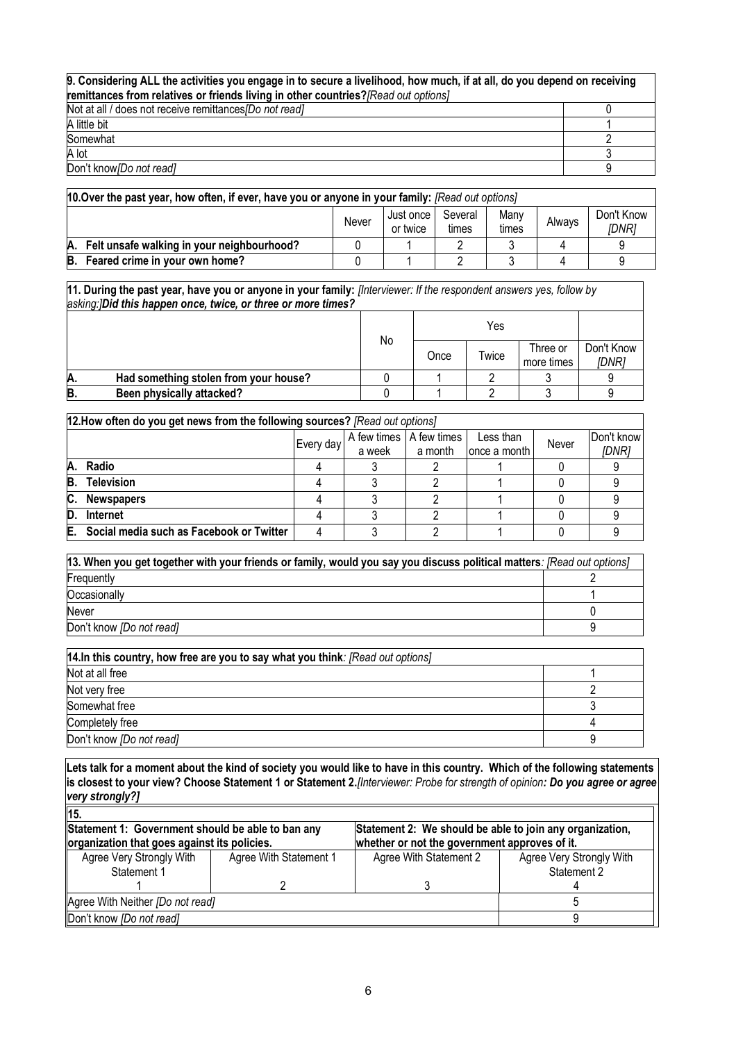| **9. Considering ALL the activities you engage in to secure a livelihood, how much, if at all, do you depend on receiving remittances from relatives or friends living in other countries?***[Read out options]* | |
|---|---|
| Not at all / does not receive remittances*[Do not read]* | 0 |
| A little bit | 1 |
| Somewhat | 2 |
| A lot | 3 |
| Don't know*[Do not read]* | 9 |

**10.Over the past year, how often, if ever, have you or anyone in your family:** *[Read out options]*

| | Never | Just once or twice | Several times | Many times | Always | Don't Know *[DNR]* |
|---|---|---|---|---|---|---|
| **A. Felt unsafe walking in your neighbourhood?** | 0 | 1 | 2 | 3 | 4 | 9 |
| **B. Feared crime in your own home?** | 0 | 1 | 2 | 3 | 4 | 9 |

**11. During the past year, have you or anyone in your family:** *[Interviewer: If the respondent answers yes, follow by asking:]* ***Did this happen once, twice, or three or more times?***

| | No | Yes | | | |
|---|---|---|---|---|---|
| | | Once | Twice | Three or more times | Don't Know *[DNR]* |
| **A. Had something stolen from your house?** | 0 | 1 | 2 | 3 | 9 |
| **B. Been physically attacked?** | 0 | 1 | 2 | 3 | 9 |

**12.How often do you get news from the following sources?** *[Read out options]*

| | Every day | A few times a week | A few times a month | Less than once a month | Never | Don't know *[DNR]* |
|---|---|---|---|---|---|---|
| **A. Radio** | 4 | 3 | 2 | 1 | 0 | 9 |
| **B. Television** | 4 | 3 | 2 | 1 | 0 | 9 |
| **C. Newspapers** | 4 | 3 | 2 | 1 | 0 | 9 |
| **D. Internet** | 4 | 3 | 2 | 1 | 0 | 9 |
| **E. Social media such as Facebook or Twitter** | 4 | 3 | 2 | 1 | 0 | 9 |

| **13. When you get together with your friends or family, would you say you discuss political matters***: [Read out options]* | |
|---|---|
| Frequently | 2 |
| Occasionally | 1 |
| Never | 0 |
| Don't know *[Do not read]* | 9 |

| **14.In this country, how free are you to say what you think***: [Read out options]* | |
|---|---|
| Not at all free | 1 |
| Not very free | 2 |
| Somewhat free | 3 |
| Completely free | 4 |
| Don't know *[Do not read]* | 9 |

**Lets talk for a moment about the kind of society you would like to have in this country. Which of the following statements is closest to your view? Choose Statement 1 or Statement 2.***[Interviewer: Probe for strength of opinion**: Do you agree or agree very strongly?]***

| **15.** | | | |
|---|---|---|---|
| **Statement 1: Government should be able to ban any organization that goes against its policies.** | | **Statement 2: We should be able to join any organization, whether or not the government approves of it.** | |
| Agree Very Strongly With Statement 1 | Agree With Statement 1 | Agree With Statement 2 | Agree Very Strongly With Statement 2 |
| 1 | 2 | 3 | 4 |
| Agree With Neither *[Do not read]* | | | 5 |
| Don't know *[Do not read]* | | | 9 |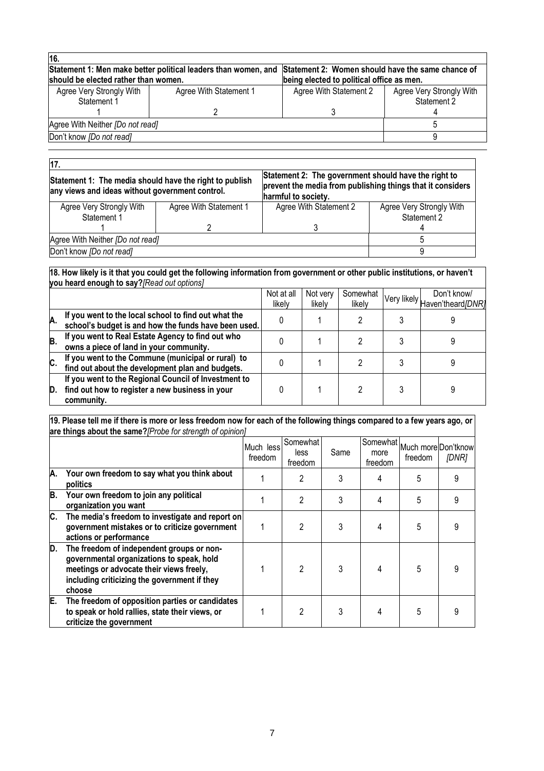| **16.** | | | |
|---|---|---|---|
| **Statement 1: Men make better political leaders than women, and should be elected rather than women.** | | **Statement 2: Women should have the same chance of being elected to political office as men.** | |
| Agree Very Strongly With Statement 1 | Agree With Statement 1 | Agree With Statement 2 | Agree Very Strongly With Statement 2 |
| 1 | 2 | 3 | 4 |
| Agree With Neither *[Do not read]* | | | 5 |
| Don't know *[Do not read]* | | | 9 |

| **17.** | | | |
|---|---|---|---|
| **Statement 1: The media should have the right to publish any views and ideas without government control.** | | **Statement 2: The government should have the right to prevent the media from publishing things that it considers harmful to society.** | |
| Agree Very Strongly With Statement 1 | Agree With Statement 1 | Agree With Statement 2 | Agree Very Strongly With Statement 2 |
| 1 | 2 | 3 | 4 |
| Agree With Neither *[Do not read]* | | | 5 |
| Don't know *[Do not read]* | | | 9 |

**18. How likely is it that you could get the following information from government or other public institutions, or haven't you heard enough to say?***[Read out options]*

| | | Not at all likely | Not very likely | Somewhat likely | Very likely | Don't know/ Haven't heard *[DNR]* |
|---|---|---|---|---|---|---|
| **A.** | **If you went to the local school to find out what the school's budget is and how the funds have been used.** | 0 | 1 | 2 | 3 | 9 |
| **B.** | **If you went to Real Estate Agency to find out who owns a piece of land in your community.** | 0 | 1 | 2 | 3 | 9 |
| **C.** | **If you went to the Commune (municipal or rural) to find out about the development plan and budgets.** | 0 | 1 | 2 | 3 | 9 |
| **D.** | **If you went to the Regional Council of Investment to find out how to register a new business in your community.** | 0 | 1 | 2 | 3 | 9 |

**19. Please tell me if there is more or less freedom now for each of the following things compared to a few years ago, or are things about the same?***[Probe for strength of opinion]*

| | | Much less freedom | Somewhat less freedom | Same | Somewhat more freedom | Much more freedom | Don't know *[DNR]* |
|---|---|---|---|---|---|---|---|
| **A.** | **Your own freedom to say what you think about politics** | 1 | 2 | 3 | 4 | 5 | 9 |
| **B.** | **Your own freedom to join any political organization you want** | 1 | 2 | 3 | 4 | 5 | 9 |
| **C.** | **The media's freedom to investigate and report on government mistakes or to criticize government actions or performance** | 1 | 2 | 3 | 4 | 5 | 9 |
| **D.** | **The freedom of independent groups or non-governmental organizations to speak, hold meetings or advocate their views freely, including criticizing the government if they choose** | 1 | 2 | 3 | 4 | 5 | 9 |
| **E.** | **The freedom of opposition parties or candidates to speak or hold rallies, state their views, or criticize the government** | 1 | 2 | 3 | 4 | 5 | 9 |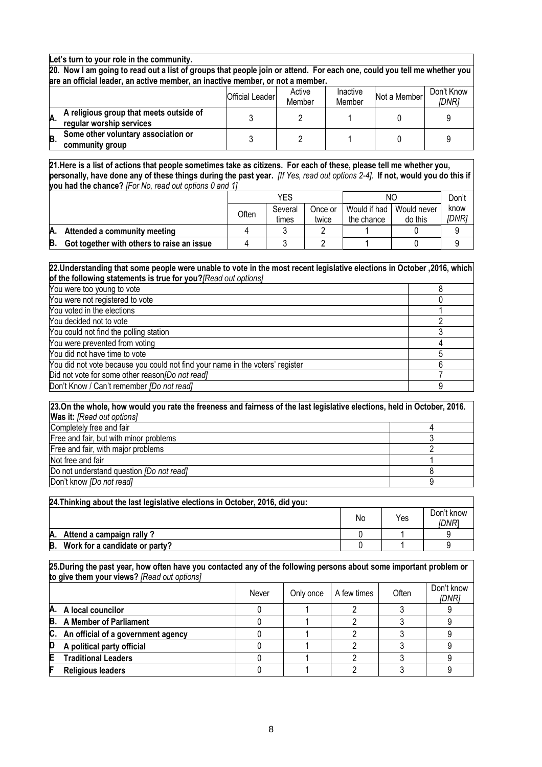**Let's turn to your role in the community.**

**20. Now I am going to read out a list of groups that people join or attend. For each one, could you tell me whether you are an official leader, an active member, an inactive member, or not a member.**

| | Official Leader | Active Member | Inactive Member | Not a Member | Don't Know *[DNR]* |
|---|---|---|---|---|---|
| **A. A religious group that meets outside of regular worship services** | 3 | 2 | 1 | 0 | 9 |
| **B. Some other voluntary association or community group** | 3 | 2 | 1 | 0 | 9 |

**21.Here is a list of actions that people sometimes take as citizens. For each of these, please tell me whether you, personally, have done any of these things during the past year.** *[If Yes, read out options 2-4].* **If not, would you do this if you had the chance?** *[For No, read out options 0 and 1]*

| | YES | | | NO | | Don't know *[DNR]* |
|---|---|---|---|---|---|---|
| | Often | Several times | Once or twice | Would if had the chance | Would never do this | |
| **A. Attended a community meeting** | 4 | 3 | 2 | 1 | 0 | 9 |
| **B. Got together with others to raise an issue** | 4 | 3 | 2 | 1 | 0 | 9 |

**22.Understanding that some people were unable to vote in the most recent legislative elections in October ,2016, which of the following statements is true for you?***[Read out options]*

| | |
|---|---|
| You were too young to vote | 8 |
| You were not registered to vote | 0 |
| You voted in the elections | 1 |
| You decided not to vote | 2 |
| You could not find the polling station | 3 |
| You were prevented from voting | 4 |
| You did not have time to vote | 5 |
| You did not vote because you could not find your name in the voters' register | 6 |
| Did not vote for some other reason*[Do not read]* | 7 |
| Don't Know / Can't remember *[Do not read]* | 9 |

**23.On the whole, how would you rate the freeness and fairness of the last legislative elections, held in October, 2016. Was it:** *[Read out options]*

| | |
|---|---|
| Completely free and fair | 4 |
| Free and fair, but with minor problems | 3 |
| Free and fair, with major problems | 2 |
| Not free and fair | 1 |
| Do not understand question *[Do not read]* | 8 |
| Don't know *[Do not read]* | 9 |

**24.Thinking about the last legislative elections in October, 2016, did you:**

| | No | Yes | Don't know *[DNR]* |
|---|---|---|---|
| **A. Attend a campaign rally ?** | 0 | 1 | 9 |
| **B. Work for a candidate or party?** | 0 | 1 | 9 |

**25.During the past year, how often have you contacted any of the following persons about some important problem or to give them your views?** *[Read out options]*

| | Never | Only once | A few times | Often | Don't know *[DNR]* |
|---|---|---|---|---|---|
| **A. A local councilor** | 0 | 1 | 2 | 3 | 9 |
| **B. A Member of Parliament** | 0 | 1 | 2 | 3 | 9 |
| **C. An official of a government agency** | 0 | 1 | 2 | 3 | 9 |
| **D A political party official** | 0 | 1 | 2 | 3 | 9 |
| **E Traditional Leaders** | 0 | 1 | 2 | 3 | 9 |
| **F Religious leaders** | 0 | 1 | 2 | 3 | 9 |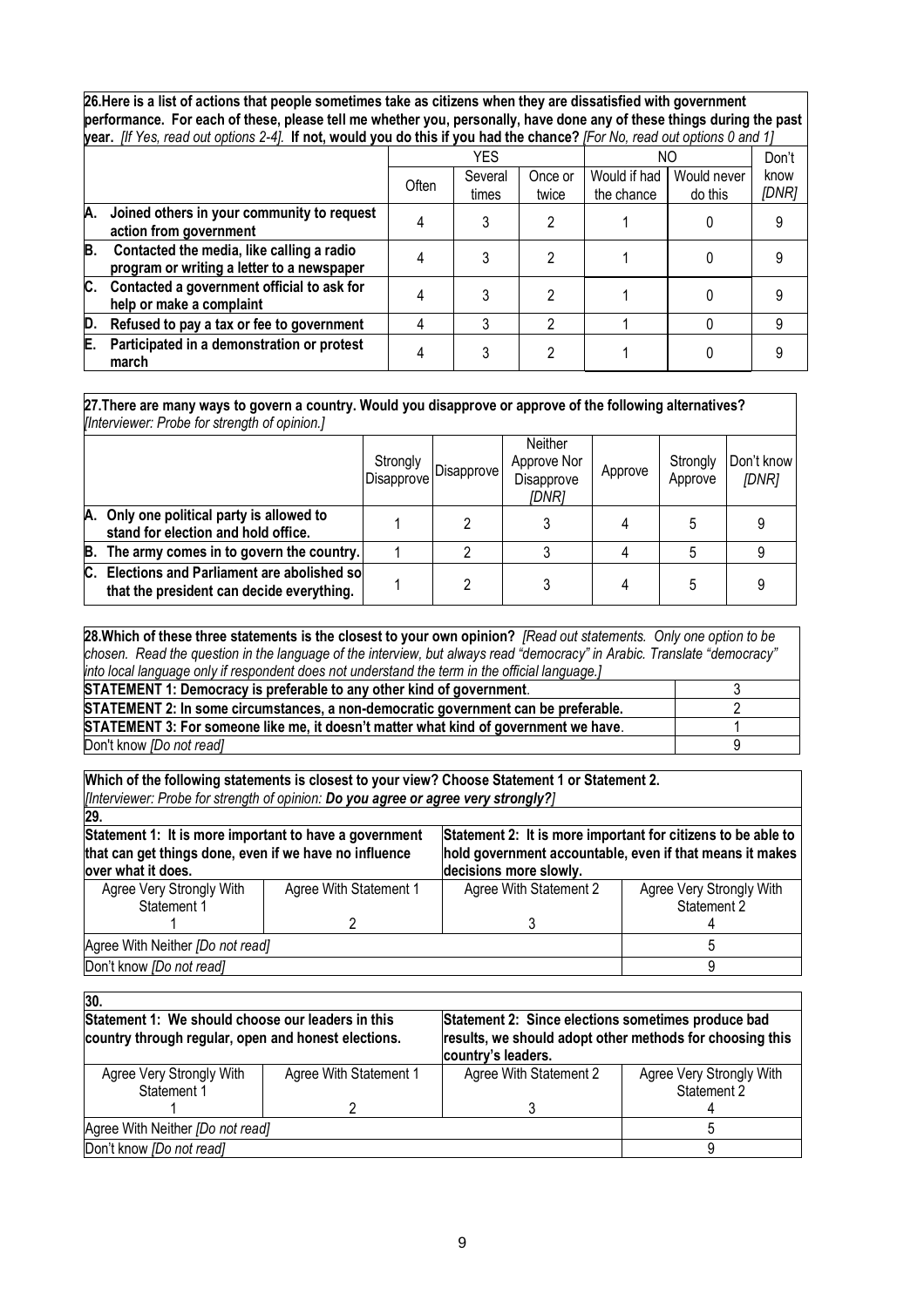**26.Here is a list of actions that people sometimes take as citizens when they are dissatisfied with government performance. For each of these, please tell me whether you, personally, have done any of these things during the past year.** *[If Yes, read out options 2-4].* **If not, would you do this if you had the chance?** *[For No, read out options 0 and 1]*

| | YES | | | NO | | Don't know *[DNR]* |
|---|---|---|---|---|---|---|
| | Often | Several times | Once or twice | Would if had the chance | Would never do this | |
| **A. Joined others in your community to request action from government** | 4 | 3 | 2 | 1 | 0 | 9 |
| **B. Contacted the media, like calling a radio program or writing a letter to a newspaper** | 4 | 3 | 2 | 1 | 0 | 9 |
| **C. Contacted a government official to ask for help or make a complaint** | 4 | 3 | 2 | 1 | 0 | 9 |
| **D. Refused to pay a tax or fee to government** | 4 | 3 | 2 | 1 | 0 | 9 |
| **E. Participated in a demonstration or protest march** | 4 | 3 | 2 | 1 | 0 | 9 |

**27.There are many ways to govern a country. Would you disapprove or approve of the following alternatives?** *[Interviewer: Probe for strength of opinion.]*

| | Strongly Disapprove | Disapprove | Neither Approve Nor Disapprove *[DNR]* | Approve | Strongly Approve | Don't know *[DNR]* |
|---|---|---|---|---|---|---|
| **A. Only one political party is allowed to stand for election and hold office.** | 1 | 2 | 3 | 4 | 5 | 9 |
| **B. The army comes in to govern the country.** | 1 | 2 | 3 | 4 | 5 | 9 |
| **C. Elections and Parliament are abolished so that the president can decide everything.** | 1 | 2 | 3 | 4 | 5 | 9 |

**28.Which of these three statements is the closest to your own opinion?** *[Read out statements. Only one option to be chosen. Read the question in the language of the interview, but always read "democracy" in Arabic. Translate "democracy" into local language only if respondent does not understand the term in the official language.]*

| | |
|---|---|
| **STATEMENT 1: Democracy is preferable to any other kind of government**. | 3 |
| **STATEMENT 2: In some circumstances, a non-democratic government can be preferable.** | 2 |
| **STATEMENT 3: For someone like me, it doesn't matter what kind of government we have**. | 1 |
| Don't know *[Do not read]* | 9 |

**Which of the following statements is closest to your view? Choose Statement 1 or Statement 2.**
*[Interviewer: Probe for strength of opinion:* ***Do you agree or agree very strongly?]***

**29.**

| **Statement 1: It is more important to have a government that can get things done, even if we have no influence over what it does.** | | **Statement 2: It is more important for citizens to be able to hold government accountable, even if that means it makes decisions more slowly.** | |
|---|---|---|---|
| Agree Very Strongly With Statement 1 | Agree With Statement 1 | Agree With Statement 2 | Agree Very Strongly With Statement 2 |
| 1 | 2 | 3 | 4 |
| Agree With Neither *[Do not read]* | | | 5 |
| Don't know *[Do not read]* | | | 9 |

**30.**

| **Statement 1: We should choose our leaders in this country through regular, open and honest elections.** | | **Statement 2: Since elections sometimes produce bad results, we should adopt other methods for choosing this country's leaders.** | |
|---|---|---|---|
| Agree Very Strongly With Statement 1 | Agree With Statement 1 | Agree With Statement 2 | Agree Very Strongly With Statement 2 |
| 1 | 2 | 3 | 4 |
| Agree With Neither *[Do not read]* | | | 5 |
| Don't know *[Do not read]* | | | 9 |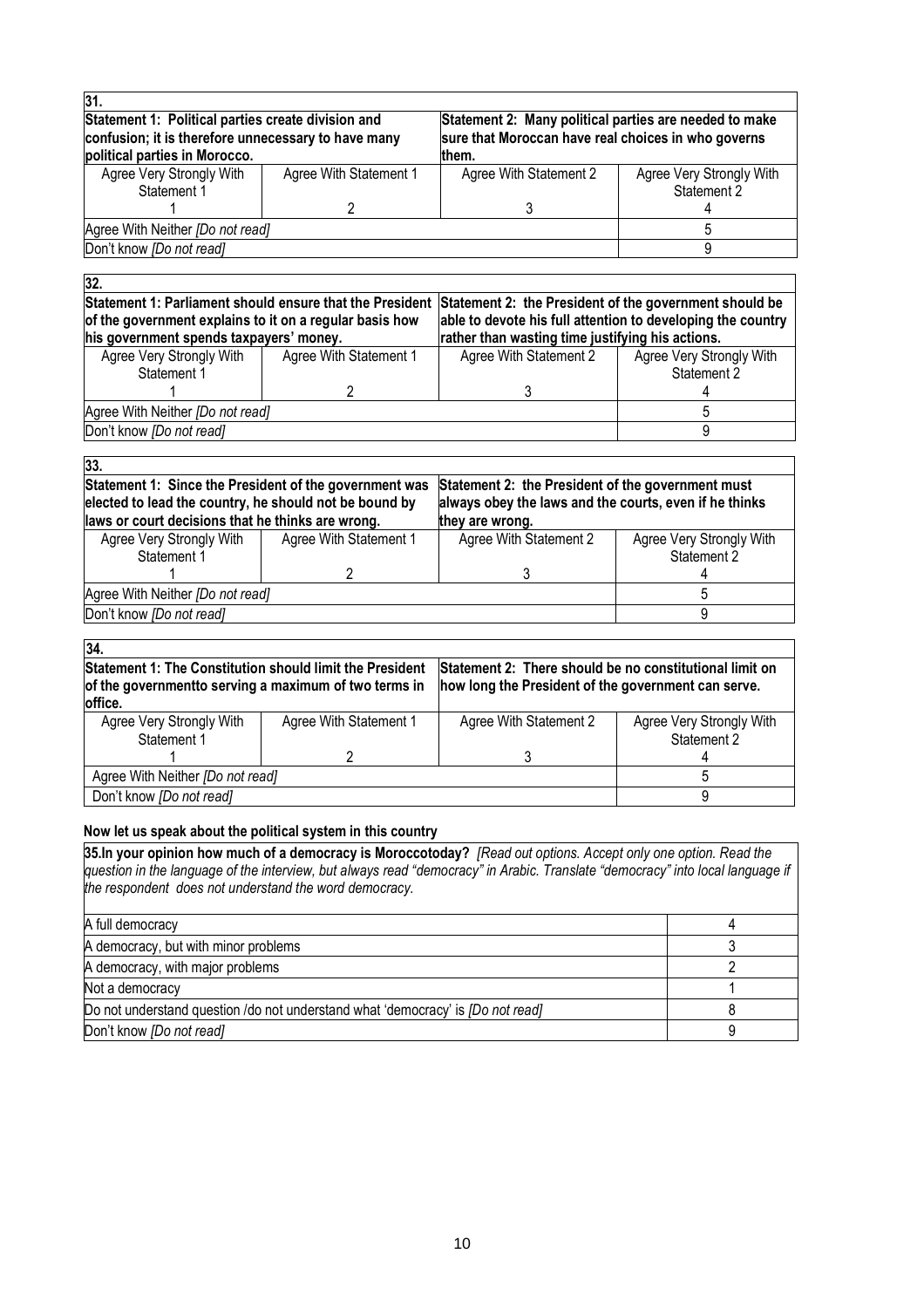**31.**

| Statement 1: Political parties create division and confusion; it is therefore unnecessary to have many political parties in Morocco. | | Statement 2: Many political parties are needed to make sure that Moroccan have real choices in who governs them. | |
|---|---|---|---|
| Agree Very Strongly With Statement 1 | Agree With Statement 1 | Agree With Statement 2 | Agree Very Strongly With Statement 2 |
| 1 | 2 | 3 | 4 |
| Agree With Neither *[Do not read]* | | | 5 |
| Don't know *[Do not read]* | | | 9 |

**32.**

| Statement 1: Parliament should ensure that the President of the government explains to it on a regular basis how his government spends taxpayers' money. | | Statement 2: the President of the government should be able to devote his full attention to developing the country rather than wasting time justifying his actions. | |
|---|---|---|---|
| Agree Very Strongly With Statement 1 | Agree With Statement 1 | Agree With Statement 2 | Agree Very Strongly With Statement 2 |
| 1 | 2 | 3 | 4 |
| Agree With Neither *[Do not read]* | | | 5 |
| Don't know *[Do not read]* | | | 9 |

**33.**

| Statement 1: Since the President of the government was elected to lead the country, he should not be bound by laws or court decisions that he thinks are wrong. | | Statement 2: the President of the government must always obey the laws and the courts, even if he thinks they are wrong. | |
|---|---|---|---|
| Agree Very Strongly With Statement 1 | Agree With Statement 1 | Agree With Statement 2 | Agree Very Strongly With Statement 2 |
| 1 | 2 | 3 | 4 |
| Agree With Neither *[Do not read]* | | | 5 |
| Don't know *[Do not read]* | | | 9 |

**34.**

| Statement 1: The Constitution should limit the President of the governmentto serving a maximum of two terms in office. | | Statement 2: There should be no constitutional limit on how long the President of the government can serve. | |
|---|---|---|---|
| Agree Very Strongly With Statement 1 | Agree With Statement 1 | Agree With Statement 2 | Agree Very Strongly With Statement 2 |
| 1 | 2 | 3 | 4 |
| Agree With Neither *[Do not read]* | | | 5 |
| Don't know *[Do not read]* | | | 9 |

**Now let us speak about the political system in this country**

**35.In your opinion how much of a democracy is Moroccotoday?** *[Read out options. Accept only one option. Read the question in the language of the interview, but always read "democracy" in Arabic. Translate "democracy" into local language if the respondent does not understand the word democracy.*

| | |
|---|---|
| A full democracy | 4 |
| A democracy, but with minor problems | 3 |
| A democracy, with major problems | 2 |
| Not a democracy | 1 |
| Do not understand question /do not understand what 'democracy' is *[Do not read]* | 8 |
| Don't know *[Do not read]* | 9 |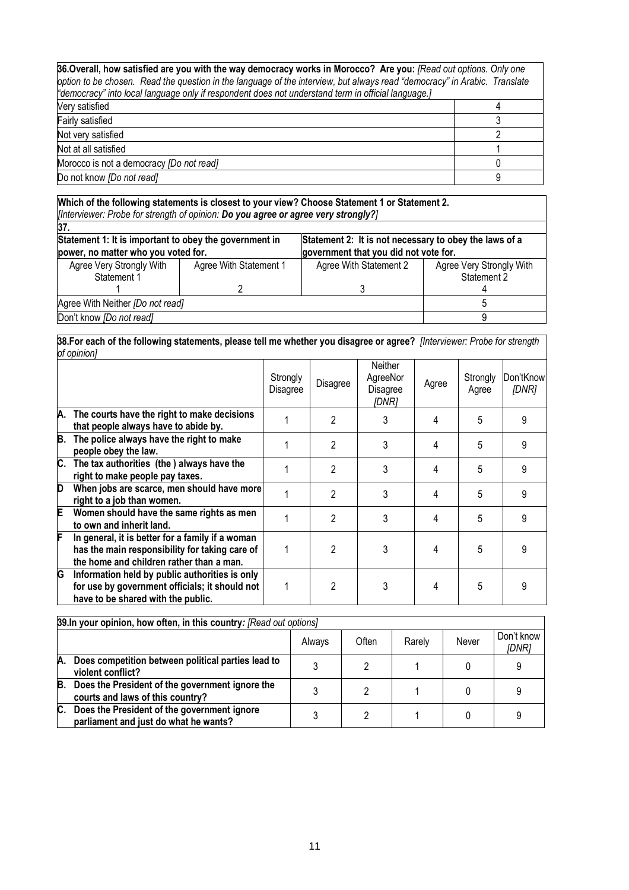| **36.Overall, how satisfied are you with the way democracy works in Morocco? Are you:** *[Read out options. Only one option to be chosen. Read the question in the language of the interview, but always read "democracy" in Arabic. Translate "democracy" into local language only if respondent does not understand term in official language.]* | |
|---|---|
| Very satisfied | 4 |
| Fairly satisfied | 3 |
| Not very satisfied | 2 |
| Not at all satisfied | 1 |
| Morocco is not a democracy *[Do not read]* | 0 |
| Do not know *[Do not read]* | 9 |

**Which of the following statements is closest to your view? Choose Statement 1 or Statement 2.**
*[Interviewer: Probe for strength of opinion:* ***Do you agree or agree very strongly?****]*

| **37.** | | | |
|---|---|---|---|
| **Statement 1: It is important to obey the government in power, no matter who you voted for.** | | **Statement 2: It is not necessary to obey the laws of a government that you did not vote for.** | |
| Agree Very Strongly With Statement 1 | Agree With Statement 1 | Agree With Statement 2 | Agree Very Strongly With Statement 2 |
| 1 | 2 | 3 | 4 |
| Agree With Neither *[Do not read]* | | | 5 |
| Don't know *[Do not read]* | | | 9 |

**38.For each of the following statements, please tell me whether you disagree or agree?** *[Interviewer: Probe for strength of opinion]*

| | Strongly Disagree | Disagree | Neither AgreeNor Disagree *[DNR]* | Agree | Strongly Agree | Don'tKnow *[DNR]* |
|---|---|---|---|---|---|---|
| **A. The courts have the right to make decisions that people always have to abide by.** | 1 | 2 | 3 | 4 | 5 | 9 |
| **B. The police always have the right to make people obey the law.** | 1 | 2 | 3 | 4 | 5 | 9 |
| **C. The tax authorities (the ) always have the right to make people pay taxes.** | 1 | 2 | 3 | 4 | 5 | 9 |
| **D When jobs are scarce, men should have more right to a job than women.** | 1 | 2 | 3 | 4 | 5 | 9 |
| **E Women should have the same rights as men to own and inherit land.** | 1 | 2 | 3 | 4 | 5 | 9 |
| **F In general, it is better for a family if a woman has the main responsibility for taking care of the home and children rather than a man.** | 1 | 2 | 3 | 4 | 5 | 9 |
| **G Information held by public authorities is only for use by government officials; it should not have to be shared with the public.** | 1 | 2 | 3 | 4 | 5 | 9 |

**39.In your opinion, how often, in this country***: [Read out options]*

| | Always | Often | Rarely | Never | Don't know *[DNR]* |
|---|---|---|---|---|---|
| **A. Does competition between political parties lead to violent conflict?** | 3 | 2 | 1 | 0 | 9 |
| **B. Does the President of the government ignore the courts and laws of this country?** | 3 | 2 | 1 | 0 | 9 |
| **C. Does the President of the government ignore parliament and just do what he wants?** | 3 | 2 | 1 | 0 | 9 |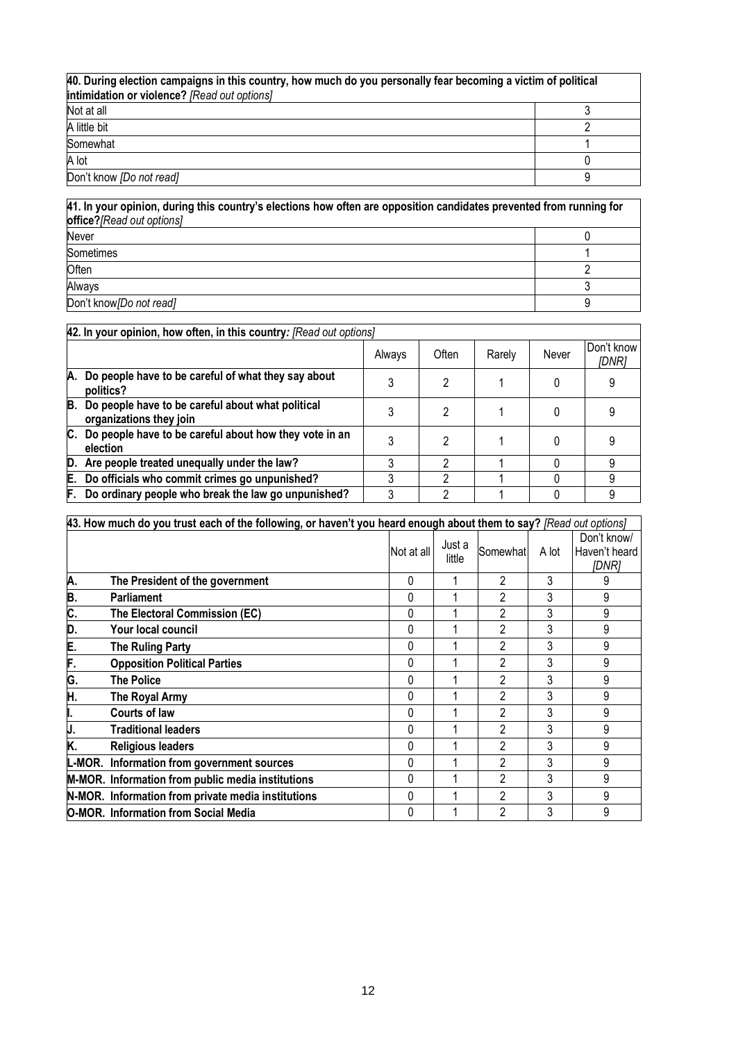| **40. During election campaigns in this country, how much do you personally fear becoming a victim of political intimidation or violence?** *[Read out options]* | |
|---|---|
| Not at all | 3 |
| A little bit | 2 |
| Somewhat | 1 |
| A lot | 0 |
| Don't know *[Do not read]* | 9 |

| **41. In your opinion, during this country's elections how often are opposition candidates prevented from running for office?** *[Read out options]* | |
|---|---|
| Never | 0 |
| Sometimes | 1 |
| Often | 2 |
| Always | 3 |
| Don't know *[Do not read]* | 9 |

| **42. In your opinion, how often, in this country:** *[Read out options]* | Always | Often | Rarely | Never | Don't know *[DNR]* |
|---|---|---|---|---|---|
| **A. Do people have to be careful of what they say about politics?** | 3 | 2 | 1 | 0 | 9 |
| **B. Do people have to be careful about what political organizations they join** | 3 | 2 | 1 | 0 | 9 |
| **C. Do people have to be careful about how they vote in an election** | 3 | 2 | 1 | 0 | 9 |
| **D. Are people treated unequally under the law?** | 3 | 2 | 1 | 0 | 9 |
| **E. Do officials who commit crimes go unpunished?** | 3 | 2 | 1 | 0 | 9 |
| **F. Do ordinary people who break the law go unpunished?** | 3 | 2 | 1 | 0 | 9 |

| **43. How much do you trust each of the following, or haven't you heard enough about them to say?** *[Read out options]* | Not at all | Just a little | Somewhat | A lot | Don't know/ Haven't heard *[DNR]* |
|---|---|---|---|---|---|
| **A. The President of the government** | 0 | 1 | 2 | 3 | 9 |
| **B. Parliament** | 0 | 1 | 2 | 3 | 9 |
| **C. The Electoral Commission (EC)** | 0 | 1 | 2 | 3 | 9 |
| **D. Your local council** | 0 | 1 | 2 | 3 | 9 |
| **E. The Ruling Party** | 0 | 1 | 2 | 3 | 9 |
| **F. Opposition Political Parties** | 0 | 1 | 2 | 3 | 9 |
| **G. The Police** | 0 | 1 | 2 | 3 | 9 |
| **H. The Royal Army** | 0 | 1 | 2 | 3 | 9 |
| **I. Courts of law** | 0 | 1 | 2 | 3 | 9 |
| **J. Traditional leaders** | 0 | 1 | 2 | 3 | 9 |
| **K. Religious leaders** | 0 | 1 | 2 | 3 | 9 |
| **L-MOR. Information from government sources** | 0 | 1 | 2 | 3 | 9 |
| **M-MOR. Information from public media institutions** | 0 | 1 | 2 | 3 | 9 |
| **N-MOR. Information from private media institutions** | 0 | 1 | 2 | 3 | 9 |
| **O-MOR. Information from Social Media** | 0 | 1 | 2 | 3 | 9 |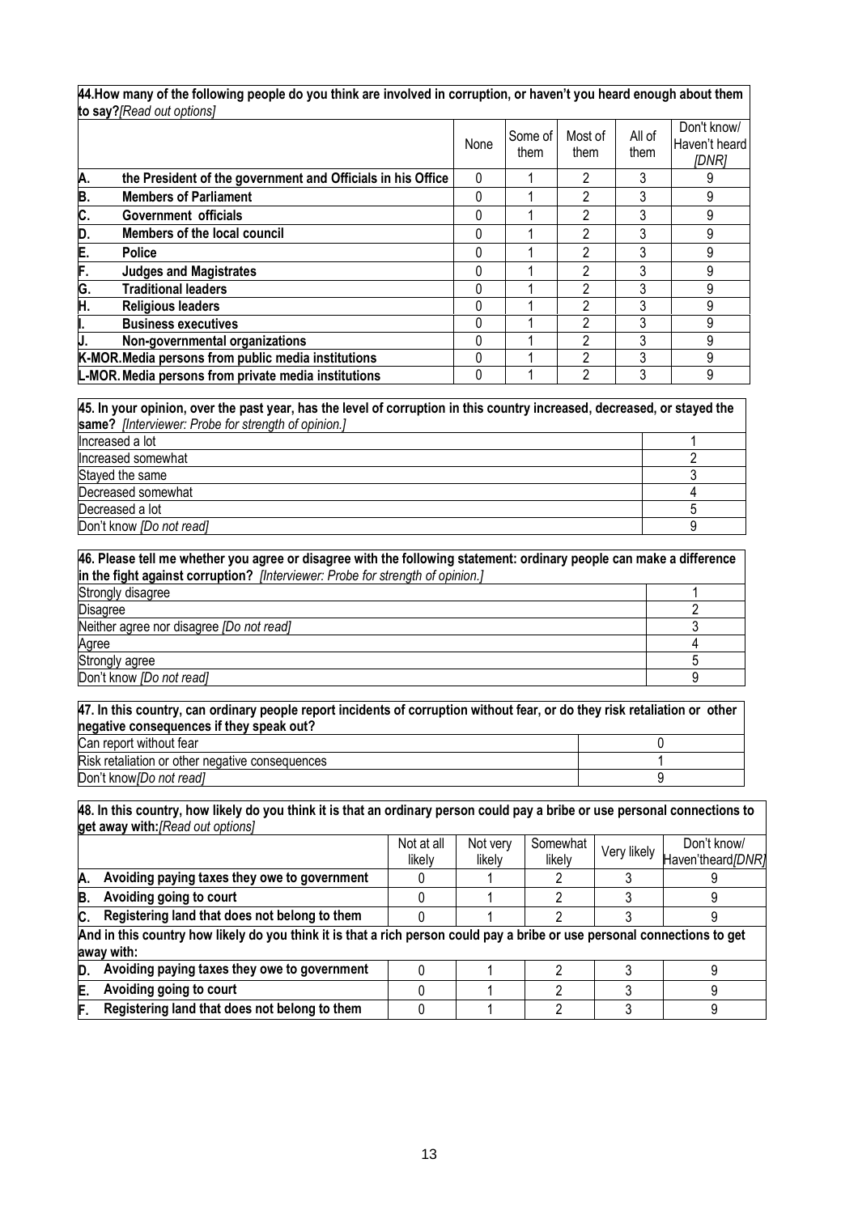**44.How many of the following people do you think are involved in corruption, or haven't you heard enough about them to say?***[Read out options]*

| | | None | Some of them | Most of them | All of them | Don't know/ Haven't heard *[DNR]* |
|---|---|---|---|---|---|---|
| **A.** | **the President of the government and Officials in his Office** | 0 | 1 | 2 | 3 | 9 |
| **B.** | **Members of Parliament** | 0 | 1 | 2 | 3 | 9 |
| **C.** | **Government officials** | 0 | 1 | 2 | 3 | 9 |
| **D.** | **Members of the local council** | 0 | 1 | 2 | 3 | 9 |
| **E.** | **Police** | 0 | 1 | 2 | 3 | 9 |
| **F.** | **Judges and Magistrates** | 0 | 1 | 2 | 3 | 9 |
| **G.** | **Traditional leaders** | 0 | 1 | 2 | 3 | 9 |
| **H.** | **Religious leaders** | 0 | 1 | 2 | 3 | 9 |
| **I.** | **Business executives** | 0 | 1 | 2 | 3 | 9 |
| **J.** | **Non-governmental organizations** | 0 | 1 | 2 | 3 | 9 |
| **K-MOR.** | **Media persons from public media institutions** | 0 | 1 | 2 | 3 | 9 |
| **L-MOR.** | **Media persons from private media institutions** | 0 | 1 | 2 | 3 | 9 |

**45. In your opinion, over the past year, has the level of corruption in this country increased, decreased, or stayed the same?** *[Interviewer: Probe for strength of opinion.]*

| | |
|---|---|
| Increased a lot | 1 |
| Increased somewhat | 2 |
| Stayed the same | 3 |
| Decreased somewhat | 4 |
| Decreased a lot | 5 |
| Don't know *[Do not read]* | 9 |

**46. Please tell me whether you agree or disagree with the following statement: ordinary people can make a difference in the fight against corruption?** *[Interviewer: Probe for strength of opinion.]*

| | |
|---|---|
| Strongly disagree | 1 |
| Disagree | 2 |
| Neither agree nor disagree *[Do not read]* | 3 |
| Agree | 4 |
| Strongly agree | 5 |
| Don't know *[Do not read]* | 9 |

**47. In this country, can ordinary people report incidents of corruption without fear, or do they risk retaliation or other negative consequences if they speak out?**

| | |
|---|---|
| Can report without fear | 0 |
| Risk retaliation or other negative consequences | 1 |
| Don't know*[Do not read]* | 9 |

**48. In this country, how likely do you think it is that an ordinary person could pay a bribe or use personal connections to get away with:***[Read out options]*

| | | Not at all likely | Not very likely | Somewhat likely | Very likely | Don't know/ Haven'theard*[DNR]* |
|---|---|---|---|---|---|---|
| **A.** | **Avoiding paying taxes they owe to government** | 0 | 1 | 2 | 3 | 9 |
| **B.** | **Avoiding going to court** | 0 | 1 | 2 | 3 | 9 |
| **C.** | **Registering land that does not belong to them** | 0 | 1 | 2 | 3 | 9 |
| | **And in this country how likely do you think it is that a rich person could pay a bribe or use personal connections to get away with:** | | | | | |
| **D.** | **Avoiding paying taxes they owe to government** | 0 | 1 | 2 | 3 | 9 |
| **E.** | **Avoiding going to court** | 0 | 1 | 2 | 3 | 9 |
| **F.** | **Registering land that does not belong to them** | 0 | 1 | 2 | 3 | 9 |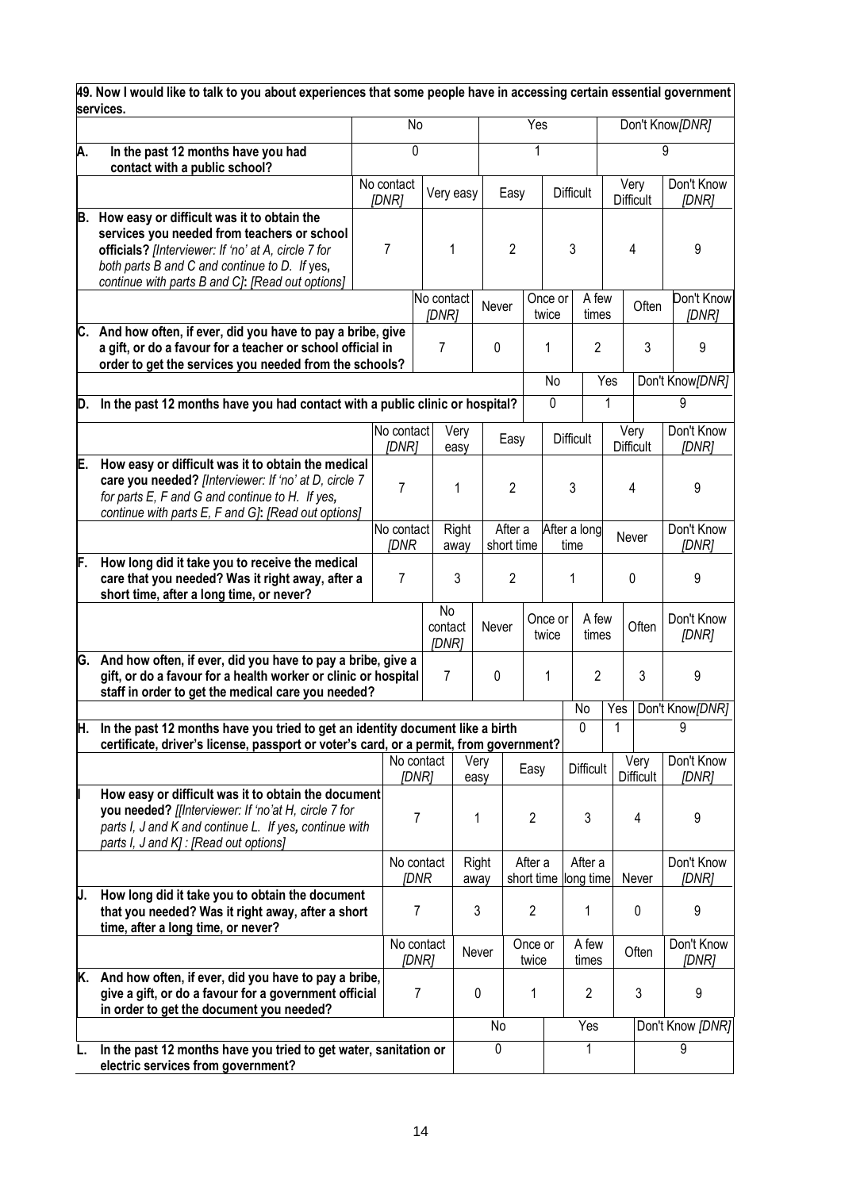**49. Now I would like to talk to you about experiences that some people have in accessing certain essential government services.**

| | | | | | | |
|---|---|---|---|---|---|---|
| | No | | Yes | | Don't Know*[DNR]* | |
| **A.** **In the past 12 months have you had contact with a public school?** | 0 | | 1 | | 9 | |
| | No contact *[DNR]* | Very easy | Easy | Difficult | Very Difficult | Don't Know *[DNR]* |
| **B.** **How easy or difficult was it to obtain the services you needed from teachers or school officials?** *[Interviewer: If 'no' at A, circle 7 for both parts B and C and continue to D. If yes, continue with parts B and C]*: *[Read out options]* | 7 | 1 | 2 | 3 | 4 | 9 |
| | No contact *[DNR]* | Never | Once or twice | A few times | Often | Don't Know *[DNR]* |
| **C.** **And how often, if ever, did you have to pay a bribe, give a gift, or do a favour for a teacher or school official in order to get the services you needed from the schools?** | 7 | 0 | 1 | 2 | 3 | 9 |
| | | | No | Yes | Don't Know*[DNR]* | |
| **D.** **In the past 12 months have you had contact with a public clinic or hospital?** | | | 0 | 1 | 9 | |
| | No contact *[DNR]* | Very easy | Easy | Difficult | Very Difficult | Don't Know *[DNR]* |
| **E.** **How easy or difficult was it to obtain the medical care you needed?** *[Interviewer: If 'no' at D, circle 7 for parts E, F and G and continue to H. If yes, continue with parts E, F and G]*: *[Read out options]* | 7 | 1 | 2 | 3 | 4 | 9 |
| | No contact *[DNR* | Right away | After a short time | After a long time | Never | Don't Know *[DNR]* |
| **F.** **How long did it take you to receive the medical care that you needed? Was it right away, after a short time, after a long time, or never?** | 7 | 3 | 2 | 1 | 0 | 9 |
| | No contact *[DNR]* | Never | Once or twice | A few times | Often | Don't Know *[DNR]* |
| **G.** **And how often, if ever, did you have to pay a bribe, give a gift, or do a favour for a health worker or clinic or hospital staff in order to get the medical care you needed?** | 7 | 0 | 1 | 2 | 3 | 9 |
| | | | No | Yes | Don't Know*[DNR]* | |
| **H.** **In the past 12 months have you tried to get an identity document like a birth certificate, driver's license, passport or voter's card, or a permit, from government?** | | | 0 | 1 | 9 | |
| | No contact *[DNR]* | Very easy | Easy | Difficult | Very Difficult | Don't Know *[DNR]* |
| **I** **How easy or difficult was it to obtain the document you needed?** *[[Interviewer: If 'no'at H, circle 7 for parts I, J and K and continue L. If yes, continue with parts I, J and K] : [Read out options]* | 7 | 1 | 2 | 3 | 4 | 9 |
| | No contact *[DNR* | Right away | After a short time | After a long time | Never | Don't Know *[DNR]* |
| **J.** **How long did it take you to obtain the document that you needed? Was it right away, after a short time, after a long time, or never?** | 7 | 3 | 2 | 1 | 0 | 9 |
| | No contact *[DNR]* | Never | Once or twice | A few times | Often | Don't Know *[DNR]* |
| **K.** **And how often, if ever, did you have to pay a bribe, give a gift, or do a favour for a government official in order to get the document you needed?** | 7 | 0 | 1 | 2 | 3 | 9 |
| | | | No | Yes | Don't Know *[DNR]* | |
| **L.** **In the past 12 months have you tried to get water, sanitation or electric services from government?** | | | 0 | 1 | 9 | |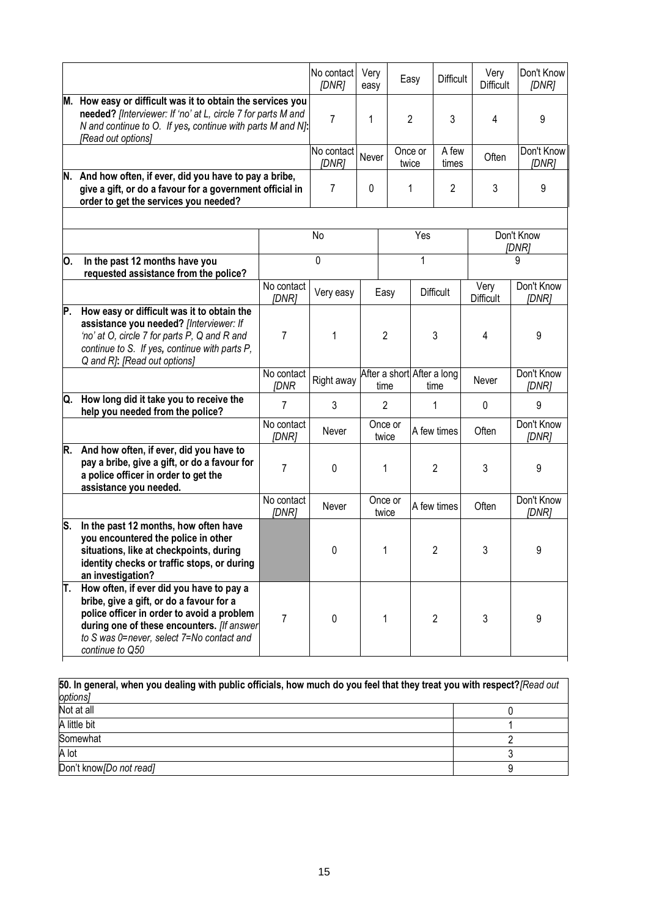| | No contact *[DNR]* | Very easy | Easy | Difficult | Very Difficult | Don't Know *[DNR]* |
|---|---|---|---|---|---|---|
| **M. How easy or difficult was it to obtain the services you needed?** *[Interviewer: If 'no' at L, circle 7 for parts M and N and continue to O. If yes, continue with parts M and N]*: *[Read out options]* | 7 | 1 | 2 | 3 | 4 | 9 |
| | No contact *[DNR]* | Never | Once or twice | A few times | Often | Don't Know *[DNR]* |
| **N. And how often, if ever, did you have to pay a bribe, give a gift, or do a favour for a government official in order to get the services you needed?** | 7 | 0 | 1 | 2 | 3 | 9 |

| | No | Yes | Don't Know *[DNR]* |
|---|---|---|---|
| **O. In the past 12 months have you requested assistance from the police?** | 0 | 1 | 9 |

| | No contact *[DNR]* | Very easy | Easy | Difficult | Very Difficult | Don't Know *[DNR]* |
|---|---|---|---|---|---|---|
| **P. How easy or difficult was it to obtain the assistance you needed?** *[Interviewer: If 'no' at O, circle 7 for parts P, Q and R and continue to S. If yes, continue with parts P, Q and R]*: *[Read out options]* | 7 | 1 | 2 | 3 | 4 | 9 |
| | No contact *[DNR* | Right away | After a short time | After a long time | Never | Don't Know *[DNR]* |
| **Q. How long did it take you to receive the help you needed from the police?** | 7 | 3 | 2 | 1 | 0 | 9 |
| | No contact *[DNR]* | Never | Once or twice | A few times | Often | Don't Know *[DNR]* |
| **R. And how often, if ever, did you have to pay a bribe, give a gift, or do a favour for a police officer in order to get the assistance you needed.** | 7 | 0 | 1 | 2 | 3 | 9 |
| | No contact *[DNR]* | Never | Once or twice | A few times | Often | Don't Know *[DNR]* |
| **S. In the past 12 months, how often have you encountered the police in other situations, like at checkpoints, during identity checks or traffic stops, or during an investigation?** | | 0 | 1 | 2 | 3 | 9 |
| **T. How often, if ever did you have to pay a bribe, give a gift, or do a favour for a police officer in order to avoid a problem during one of these encounters.** *[If answer to S was 0=never, select 7=No contact and continue to Q50* | 7 | 0 | 1 | 2 | 3 | 9 |

| **50. In general, when you dealing with public officials, how much do you feel that they treat you with respect?** *[Read out options]* | |
|---|---|
| Not at all | 0 |
| A little bit | 1 |
| Somewhat | 2 |
| A lot | 3 |
| Don't know *[Do not read]* | 9 |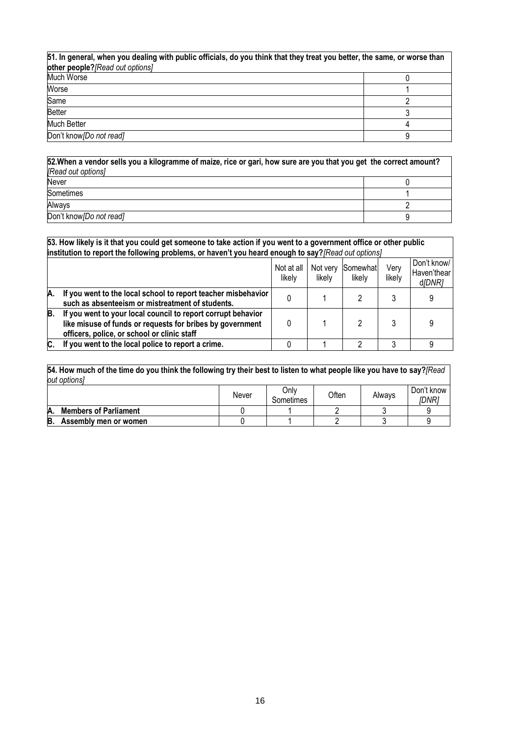| **51. In general, when you dealing with public officials, do you think that they treat you better, the same, or worse than other people?***[Read out options]* | |
|---|---|
| Much Worse | 0 |
| Worse | 1 |
| Same | 2 |
| Better | 3 |
| Much Better | 4 |
| Don't know*[Do not read]* | 9 |

| **52.When a vendor sells you a kilogramme of maize, rice or gari, how sure are you that you get the correct amount?** *[Read out options]* | |
|---|---|
| Never | 0 |
| Sometimes | 1 |
| Always | 2 |
| Don't know*[Do not read]* | 9 |

**53. How likely is it that you could get someone to take action if you went to a government office or other public institution to report the following problems, or haven't you heard enough to say?***[Read out options]*

| | Not at all likely | Not very likely | Somewhat likely | Very likely | Don't know/ Haven'theard*[DNR]* |
|---|---|---|---|---|---|
| **A. If you went to the local school to report teacher misbehavior such as absenteeism or mistreatment of students.** | 0 | 1 | 2 | 3 | 9 |
| **B. If you went to your local council to report corrupt behavior like misuse of funds or requests for bribes by government officers, police, or school or clinic staff** | 0 | 1 | 2 | 3 | 9 |
| **C. If you went to the local police to report a crime.** | 0 | 1 | 2 | 3 | 9 |

**54. How much of the time do you think the following try their best to listen to what people like you have to say?***[Read out options]*

| | Never | Only Sometimes | Often | Always | Don't know *[DNR]* |
|---|---|---|---|---|---|
| **A. Members of Parliament** | 0 | 1 | 2 | 3 | 9 |
| **B. Assembly men or women** | 0 | 1 | 2 | 3 | 9 |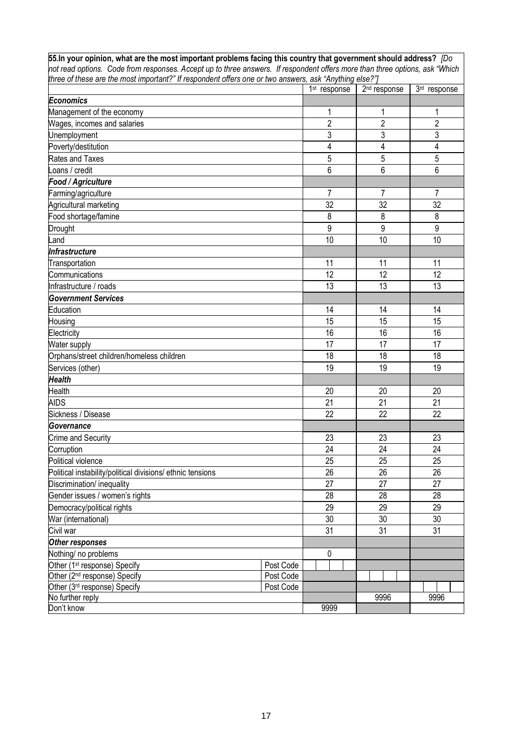**55.In your opinion, what are the most important problems facing this country that government should address?** *[Do not read options. Code from responses. Accept up to three answers. If respondent offers more than three options, ask "Which three of these are the most important?" If respondent offers one or two answers, ask "Anything else?"]*

| | | 1st response | 2nd response | 3rd response |
|---|---|---|---|---|
| ***Economics*** | | | | |
| Management of the economy | | 1 | 1 | 1 |
| Wages, incomes and salaries | | 2 | 2 | 2 |
| Unemployment | | 3 | 3 | 3 |
| Poverty/destitution | | 4 | 4 | 4 |
| Rates and Taxes | | 5 | 5 | 5 |
| Loans / credit | | 6 | 6 | 6 |
| ***Food / Agriculture*** | | | | |
| Farming/agriculture | | 7 | 7 | 7 |
| Agricultural marketing | | 32 | 32 | 32 |
| Food shortage/famine | | 8 | 8 | 8 |
| Drought | | 9 | 9 | 9 |
| Land | | 10 | 10 | 10 |
| ***Infrastructure*** | | | | |
| Transportation | | 11 | 11 | 11 |
| Communications | | 12 | 12 | 12 |
| Infrastructure / roads | | 13 | 13 | 13 |
| ***Government Services*** | | | | |
| Education | | 14 | 14 | 14 |
| Housing | | 15 | 15 | 15 |
| Electricity | | 16 | 16 | 16 |
| Water supply | | 17 | 17 | 17 |
| Orphans/street children/homeless children | | 18 | 18 | 18 |
| Services (other) | | 19 | 19 | 19 |
| ***Health*** | | | | |
| Health | | 20 | 20 | 20 |
| AIDS | | 21 | 21 | 21 |
| Sickness / Disease | | 22 | 22 | 22 |
| ***Governance*** | | | | |
| Crime and Security | | 23 | 23 | 23 |
| Corruption | | 24 | 24 | 24 |
| Political violence | | 25 | 25 | 25 |
| Political instability/political divisions/ ethnic tensions | | 26 | 26 | 26 |
| Discrimination/ inequality | | 27 | 27 | 27 |
| Gender issues / women's rights | | 28 | 28 | 28 |
| Democracy/political rights | | 29 | 29 | 29 |
| War (international) | | 30 | 30 | 30 |
| Civil war | | 31 | 31 | 31 |
| ***Other responses*** | | | | |
| Nothing/ no problems | | 0 | | |
| Other (1st response) Specify | Post Code | | | |
| Other (2nd response) Specify | Post Code | | | |
| Other (3rd response) Specify | Post Code | | | |
| No further reply | | | 9996 | 9996 |
| Don't know | | 9999 | | |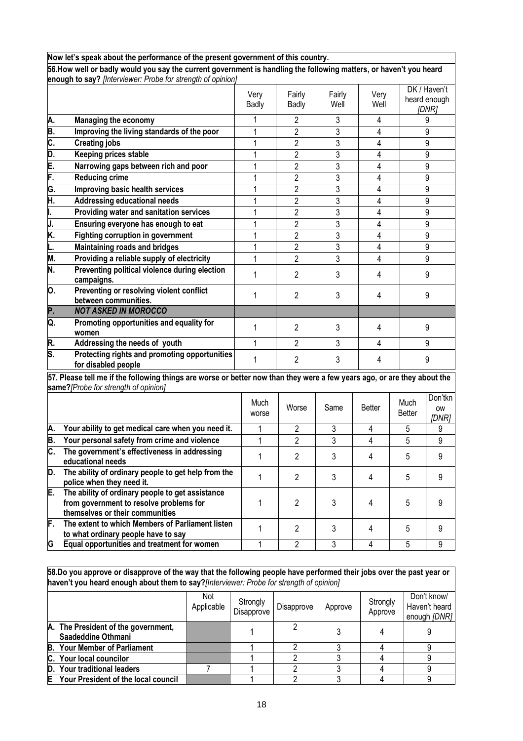**Now let's speak about the performance of the present government of this country.**

**56.How well or badly would you say the current government is handling the following matters, or haven't you heard enough to say?** *[Interviewer: Probe for strength of opinion]*

| | | Very Badly | Fairly Badly | Fairly Well | Very Well | DK / Haven't heard enough *[DNR]* |
|---|---|---|---|---|---|---|
| A. | **Managing the economy** | 1 | 2 | 3 | 4 | 9 |
| B. | **Improving the living standards of the poor** | 1 | 2 | 3 | 4 | 9 |
| C. | **Creating jobs** | 1 | 2 | 3 | 4 | 9 |
| D. | **Keeping prices stable** | 1 | 2 | 3 | 4 | 9 |
| E. | **Narrowing gaps between rich and poor** | 1 | 2 | 3 | 4 | 9 |
| F. | **Reducing crime** | 1 | 2 | 3 | 4 | 9 |
| G. | **Improving basic health services** | 1 | 2 | 3 | 4 | 9 |
| H. | **Addressing educational needs** | 1 | 2 | 3 | 4 | 9 |
| I. | **Providing water and sanitation services** | 1 | 2 | 3 | 4 | 9 |
| J. | **Ensuring everyone has enough to eat** | 1 | 2 | 3 | 4 | 9 |
| K. | **Fighting corruption in government** | 1 | 2 | 3 | 4 | 9 |
| L. | **Maintaining roads and bridges** | 1 | 2 | 3 | 4 | 9 |
| M. | **Providing a reliable supply of electricity** | 1 | 2 | 3 | 4 | 9 |
| N. | **Preventing political violence during election campaigns.** | 1 | 2 | 3 | 4 | 9 |
| O. | **Preventing or resolving violent conflict between communities.** | 1 | 2 | 3 | 4 | 9 |
| P. | ***NOT ASKED IN MOROCCO*** | | | | | |
| Q. | **Promoting opportunities and equality for women** | 1 | 2 | 3 | 4 | 9 |
| R. | **Addressing the needs of youth** | 1 | 2 | 3 | 4 | 9 |
| S. | **Protecting rights and promoting opportunities for disabled people** | 1 | 2 | 3 | 4 | 9 |

**57. Please tell me if the following things are worse or better now than they were a few years ago, or are they about the same?***[Probe for strength of opinion]*

| | | Much worse | Worse | Same | Better | Much Better | Don'tknow *[DNR]* |
|---|---|---|---|---|---|---|---|
| A. | **Your ability to get medical care when you need it.** | 1 | 2 | 3 | 4 | 5 | 9 |
| B. | **Your personal safety from crime and violence** | 1 | 2 | 3 | 4 | 5 | 9 |
| C. | **The government's effectiveness in addressing educational needs** | 1 | 2 | 3 | 4 | 5 | 9 |
| D. | **The ability of ordinary people to get help from the police when they need it.** | 1 | 2 | 3 | 4 | 5 | 9 |
| E. | **The ability of ordinary people to get assistance from government to resolve problems for themselves or their communities** | 1 | 2 | 3 | 4 | 5 | 9 |
| F. | **The extent to which Members of Parliament listen to what ordinary people have to say** | 1 | 2 | 3 | 4 | 5 | 9 |
| G | **Equal opportunities and treatment for women** | 1 | 2 | 3 | 4 | 5 | 9 |

**58.Do you approve or disapprove of the way that the following people have performed their jobs over the past year or haven't you heard enough about them to say?***[Interviewer: Probe for strength of opinion]*

| | Not Applicable | Strongly Disapprove | Disapprove | Approve | Strongly Approve | Don't know/ Haven't heard enough *[DNR]* |
|---|---|---|---|---|---|---|
| **A. The President of the government, Saadeddine Othmani** | | 1 | 2 | 3 | 4 | 9 |
| **B. Your Member of Parliament** | | 1 | 2 | 3 | 4 | 9 |
| **C. Your local councilor** | | 1 | 2 | 3 | 4 | 9 |
| **D. Your traditional leaders** | 7 | 1 | 2 | 3 | 4 | 9 |
| **E Your President of the local council** | | 1 | 2 | 3 | 4 | 9 |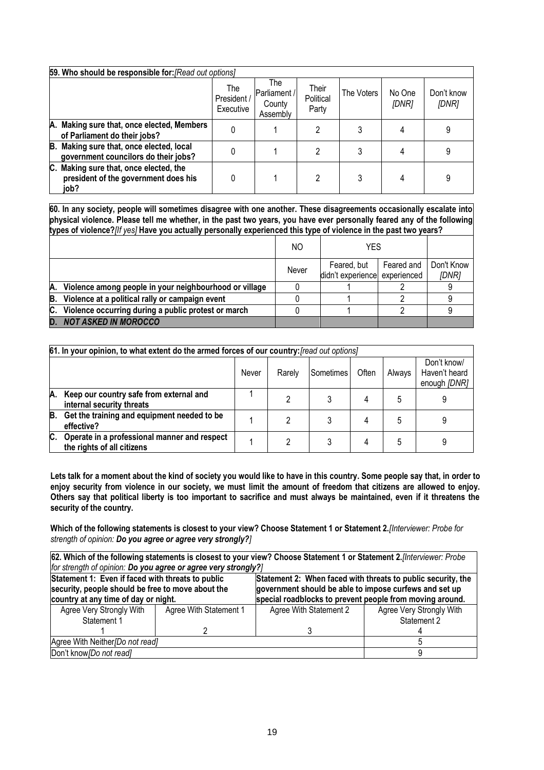| **59. Who should be responsible for:** *[Read out options]* | The President / Executive | The Parliament / County Assembly | Their Political Party | The Voters | No One *[DNR]* | Don't know *[DNR]* |
|---|---|---|---|---|---|---|
| **A. Making sure that, once elected, Members of Parliament do their jobs?** | 0 | 1 | 2 | 3 | 4 | 9 |
| **B. Making sure that, once elected, local government councilors do their jobs?** | 0 | 1 | 2 | 3 | 4 | 9 |
| **C. Making sure that, once elected, the president of the government does his job?** | 0 | 1 | 2 | 3 | 4 | 9 |

| **60. In any society, people will sometimes disagree with one another. These disagreements occasionally escalate into physical violence. Please tell me whether, in the past two years, you have ever personally feared any of the following types of violence?** *[If yes]* **Have you actually personally experienced this type of violence in the past two years?** | NO | YES | | |
|---|---|---|---|---|
| | Never | Feared, but didn't experience | Feared and experienced | Don't Know *[DNR]* |
| **A. Violence among people in your neighbourhood or village** | 0 | 1 | 2 | 9 |
| **B. Violence at a political rally or campaign event** | 0 | 1 | 2 | 9 |
| **C. Violence occurring during a public protest or march** | 0 | 1 | 2 | 9 |
| ***D. NOT ASKED IN MOROCCO*** | | | | |

| **61. In your opinion, to what extent do the armed forces of our country:** *[read out options]* | Never | Rarely | Sometimes | Often | Always | Don't know/ Haven't heard enough *[DNR]* |
|---|---|---|---|---|---|---|
| **A. Keep our country safe from external and internal security threats** | 1 | 2 | 3 | 4 | 5 | 9 |
| **B. Get the training and equipment needed to be effective?** | 1 | 2 | 3 | 4 | 5 | 9 |
| **C. Operate in a professional manner and respect the rights of all citizens** | 1 | 2 | 3 | 4 | 5 | 9 |

**Lets talk for a moment about the kind of society you would like to have in this country. Some people say that, in order to enjoy security from violence in our society, we must limit the amount of freedom that citizens are allowed to enjoy. Others say that political liberty is too important to sacrifice and must always be maintained, even if it threatens the security of the country.**

**Which of the following statements is closest to your view? Choose Statement 1 or Statement 2.** *[Interviewer: Probe for strength of opinion:* ***Do you agree or agree very strongly?****]*

| **62. Which of the following statements is closest to your view? Choose Statement 1 or Statement 2.** *[Interviewer: Probe for strength of opinion:* ***Do you agree or agree very strongly?****]* | | | |
|---|---|---|---|
| **Statement 1: Even if faced with threats to public security, people should be free to move about the country at any time of day or night.** | | **Statement 2: When faced with threats to public security, the government should be able to impose curfews and set up special roadblocks to prevent people from moving around.** | |
| Agree Very Strongly With Statement 1 | Agree With Statement 1 | Agree With Statement 2 | Agree Very Strongly With Statement 2 |
| 1 | 2 | 3 | 4 |
| Agree With Neither *[Do not read]* | | | 5 |
| Don't know *[Do not read]* | | | 9 |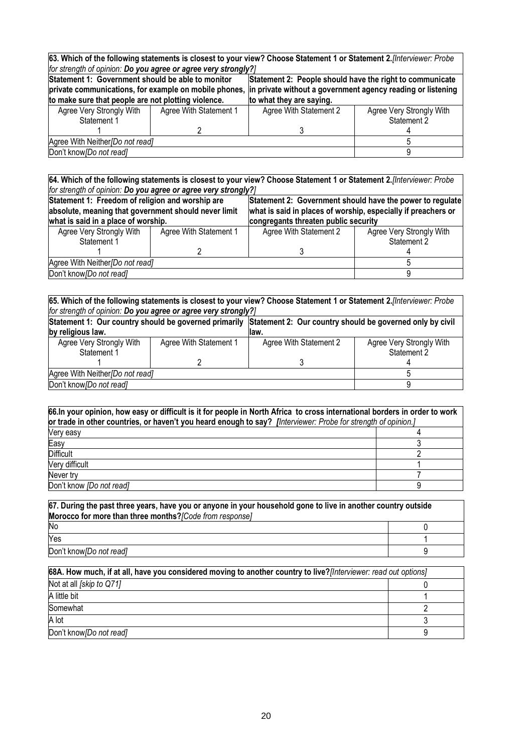| **63. Which of the following statements is closest to your view? Choose Statement 1 or Statement 2.** *[Interviewer: Probe for strength of opinion: **Do you agree or agree very strongly?**]* | | | |
|---|---|---|---|
| **Statement 1: Government should be able to monitor private communications, for example on mobile phones, to make sure that people are not plotting violence.** | | **Statement 2: People should have the right to communicate in private without a government agency reading or listening to what they are saying.** | |
| Agree Very Strongly With Statement 1 | Agree With Statement 1 | Agree With Statement 2 | Agree Very Strongly With Statement 2 |
| 1 | 2 | 3 | 4 |
| Agree With Neither*[Do not read]* | | | 5 |
| Don't know*[Do not read]* | | | 9 |

| **64. Which of the following statements is closest to your view? Choose Statement 1 or Statement 2.** *[Interviewer: Probe for strength of opinion: **Do you agree or agree very strongly?**]* | | | |
|---|---|---|---|
| **Statement 1: Freedom of religion and worship are absolute, meaning that government should never limit what is said in a place of worship.** | | **Statement 2: Government should have the power to regulate what is said in places of worship, especially if preachers or congregants threaten public security** | |
| Agree Very Strongly With Statement 1 | Agree With Statement 1 | Agree With Statement 2 | Agree Very Strongly With Statement 2 |
| 1 | 2 | 3 | 4 |
| Agree With Neither*[Do not read]* | | | 5 |
| Don't know*[Do not read]* | | | 9 |

| **65. Which of the following statements is closest to your view? Choose Statement 1 or Statement 2.** *[Interviewer: Probe for strength of opinion: **Do you agree or agree very strongly?**]* | | | |
|---|---|---|---|
| **Statement 1: Our country should be governed primarily by religious law.** | | **Statement 2: Our country should be governed only by civil law.** | |
| Agree Very Strongly With Statement 1 | Agree With Statement 1 | Agree With Statement 2 | Agree Very Strongly With Statement 2 |
| 1 | 2 | 3 | 4 |
| Agree With Neither*[Do not read]* | | | 5 |
| Don't know*[Do not read]* | | | 9 |

| **66.In your opinion, how easy or difficult is it for people in North Africa to cross international borders in order to work or trade in other countries, or haven't you heard enough to say?** *[Interviewer: Probe for strength of opinion.]* | |
|---|---|
| Very easy | 4 |
| Easy | 3 |
| Difficult | 2 |
| Very difficult | 1 |
| Never try | 7 |
| Don't know *[Do not read]* | 9 |

| **67. During the past three years, have you or anyone in your household gone to live in another country outside Morocco for more than three months?** *[Code from response]* | |
|---|---|
| No | 0 |
| Yes | 1 |
| Don't know*[Do not read]* | 9 |

| **68A. How much, if at all, have you considered moving to another country to live?** *[Interviewer: read out options]* | |
|---|---|
| Not at all *[skip to Q71]* | 0 |
| A little bit | 1 |
| Somewhat | 2 |
| A lot | 3 |
| Don't know*[Do not read]* | 9 |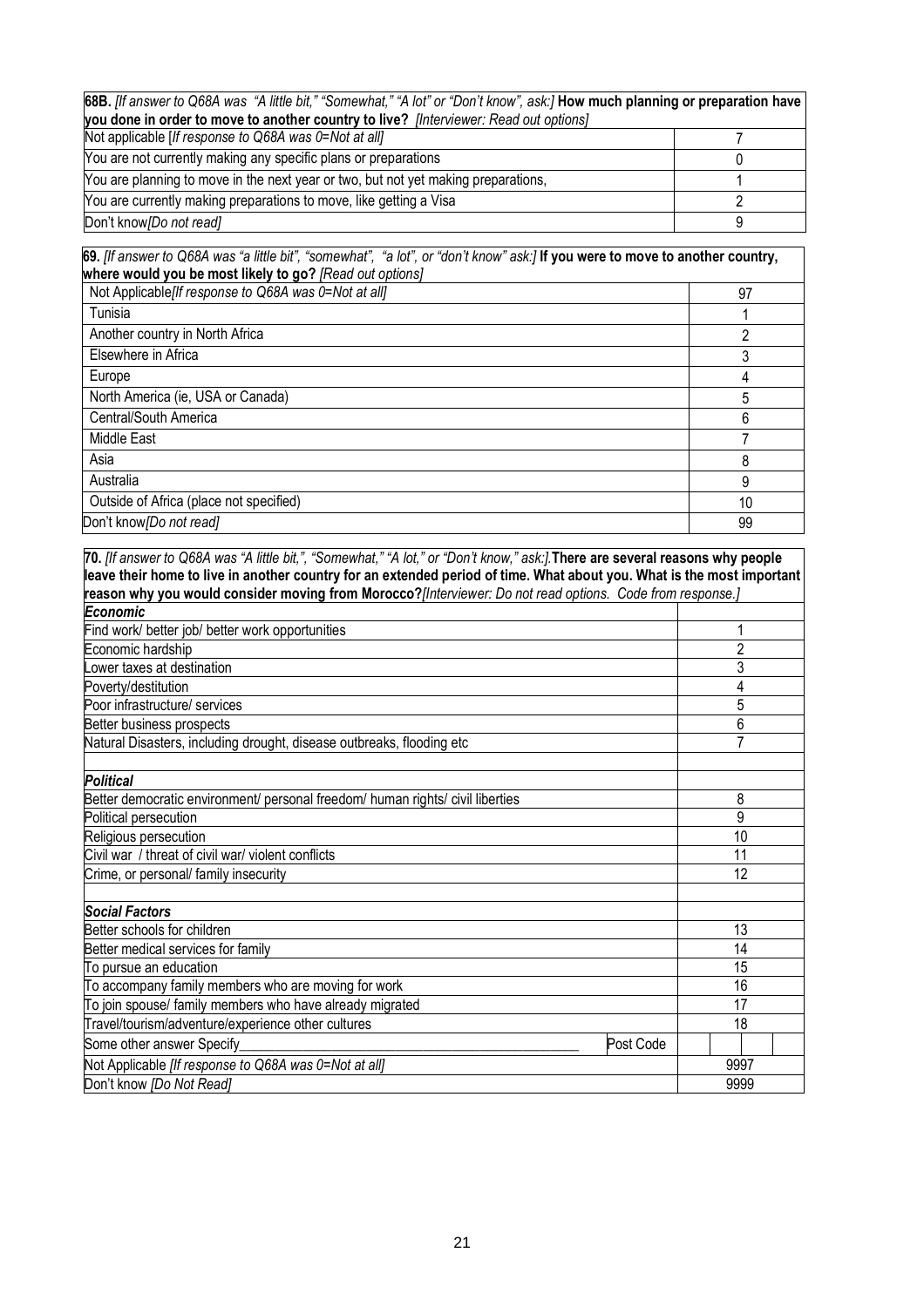| **68B.** *[If answer to Q68A was "A little bit," "Somewhat," "A lot" or "Don't know", ask:]* **How much planning or preparation have you done in order to move to another country to live?** *[Interviewer: Read out options]* | |
|---|---|
| Not applicable [*If response to Q68A was 0=Not at all]* | 7 |
| You are not currently making any specific plans or preparations | 0 |
| You are planning to move in the next year or two, but not yet making preparations, | 1 |
| You are currently making preparations to move, like getting a Visa | 2 |
| Don't know*[Do not read]* | 9 |

| **69.** *[If answer to Q68A was "a little bit", "somewhat", "a lot", or "don't know" ask:]* **If you were to move to another country, where would you be most likely to go?** *[Read out options]* | |
|---|---|
| Not Applicable*[If response to Q68A was 0=Not at all]* | 97 |
| Tunisia | 1 |
| Another country in North Africa | 2 |
| Elsewhere in Africa | 3 |
| Europe | 4 |
| North America (ie, USA or Canada) | 5 |
| Central/South America | 6 |
| Middle East | 7 |
| Asia | 8 |
| Australia | 9 |
| Outside of Africa (place not specified) | 10 |
| Don't know*[Do not read]* | 99 |

| **70.** *[If answer to Q68A was "A little bit,", "Somewhat," "A lot," or "Don't know," ask:].* **There are several reasons why people leave their home to live in another country for an extended period of time. What about you. What is the most important reason why you would consider moving from Morocco?** *[Interviewer: Do not read options. Code from response.]* | |
|---|---|
| ***Economic*** | |
| Find work/ better job/ better work opportunities | 1 |
| Economic hardship | 2 |
| Lower taxes at destination | 3 |
| Poverty/destitution | 4 |
| Poor infrastructure/ services | 5 |
| Better business prospects | 6 |
| Natural Disasters, including drought, disease outbreaks, flooding etc | 7 |
| | |
| ***Political*** | |
| Better democratic environment/ personal freedom/ human rights/ civil liberties | 8 |
| Political persecution | 9 |
| Religious persecution | 10 |
| Civil war / threat of civil war/ violent conflicts | 11 |
| Crime, or personal/ family insecurity | 12 |
| | |
| ***Social Factors*** | |
| Better schools for children | 13 |
| Better medical services for family | 14 |
| To pursue an education | 15 |
| To accompany family members who are moving for work | 16 |
| To join spouse/ family members who have already migrated | 17 |
| Travel/tourism/adventure/experience other cultures | 18 |
| Some other answer Specify\_\_\_\_\_\_\_\_\_\_\_\_\_\_\_\_\_\_\_\_ Post Code | |
| Not Applicable *[If response to Q68A was 0=Not at all]* | 9997 |
| Don't know *[Do Not Read]* | 9999 |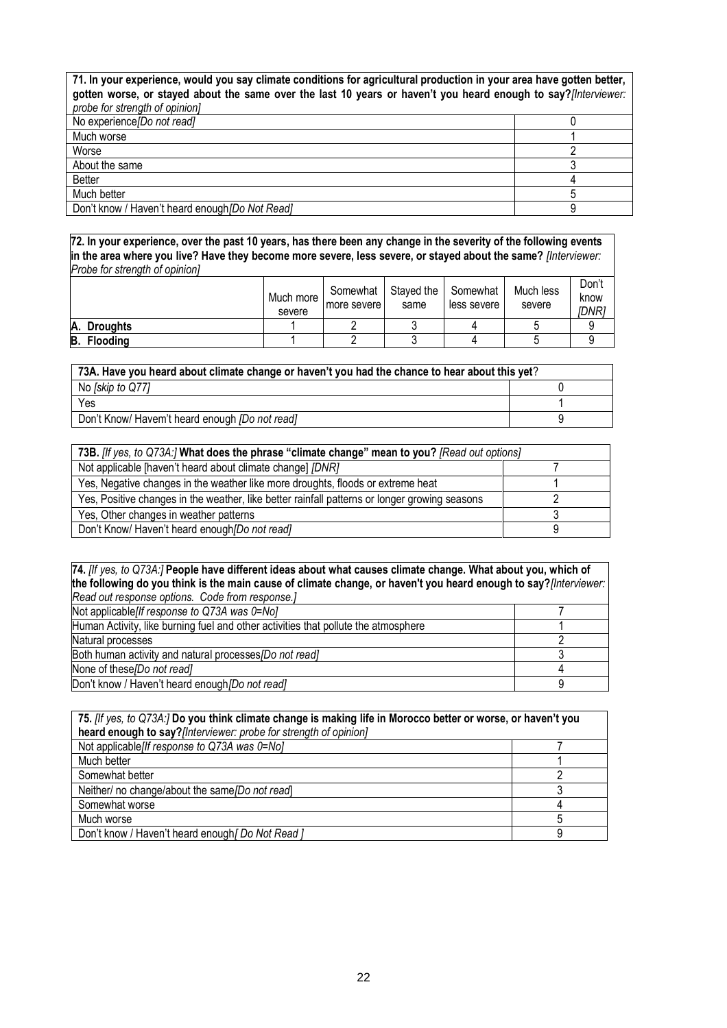| **71. In your experience, would you say climate conditions for agricultural production in your area have gotten better, gotten worse, or stayed about the same over the last 10 years or haven't you heard enough to say?***[Interviewer: probe for strength of opinion]* | |
|---|---|
| No experience*[Do not read]* | 0 |
| Much worse | 1 |
| Worse | 2 |
| About the same | 3 |
| Better | 4 |
| Much better | 5 |
| Don't know / Haven't heard enough*[Do Not Read]* | 9 |

**72. In your experience, over the past 10 years, has there been any change in the severity of the following events in the area where you live? Have they become more severe, less severe, or stayed about the same?** *[Interviewer: Probe for strength of opinion]*

| | Much more severe | Somewhat more severe | Stayed the same | Somewhat less severe | Much less severe | Don't know *[DNR]* |
|---|---|---|---|---|---|---|
| **A. Droughts** | 1 | 2 | 3 | 4 | 5 | 9 |
| **B. Flooding** | 1 | 2 | 3 | 4 | 5 | 9 |

| **73A. Have you heard about climate change or haven't you had the chance to hear about this yet**? | |
|---|---|
| No *[skip to Q77]* | 0 |
| Yes | 1 |
| Don't Know/ Havem't heard enough *[Do not read]* | 9 |

| **73B.** *[If yes, to Q73A:]* **What does the phrase "climate change" mean to you?** *[Read out options]* | |
|---|---|
| Not applicable [haven't heard about climate change] *[DNR]* | 7 |
| Yes, Negative changes in the weather like more droughts, floods or extreme heat | 1 |
| Yes, Positive changes in the weather, like better rainfall patterns or longer growing seasons | 2 |
| Yes, Other changes in weather patterns | 3 |
| Don't Know/ Haven't heard enough*[Do not read]* | 9 |

| **74.** *[If yes, to Q73A:]* **People have different ideas about what causes climate change. What about you, which of the following do you think is the main cause of climate change, or haven't you heard enough to say?***[Interviewer: Read out response options. Code from response.]* | |
|---|---|
| Not applicable*[If response to Q73A was 0=No]* | 7 |
| Human Activity, like burning fuel and other activities that pollute the atmosphere | 1 |
| Natural processes | 2 |
| Both human activity and natural processes*[Do not read]* | 3 |
| None of these*[Do not read]* | 4 |
| Don't know / Haven't heard enough*[Do not read]* | 9 |

| **75.** *[If yes, to Q73A:]* **Do you think climate change is making life in Morocco better or worse, or haven't you heard enough to say?***[Interviewer: probe for strength of opinion]* | |
|---|---|
| Not applicable*[If response to Q73A was 0=No]* | 7 |
| Much better | 1 |
| Somewhat better | 2 |
| Neither/ no change/about the same*[Do not read]* | 3 |
| Somewhat worse | 4 |
| Much worse | 5 |
| Don't know / Haven't heard enough*[ Do Not Read ]* | 9 |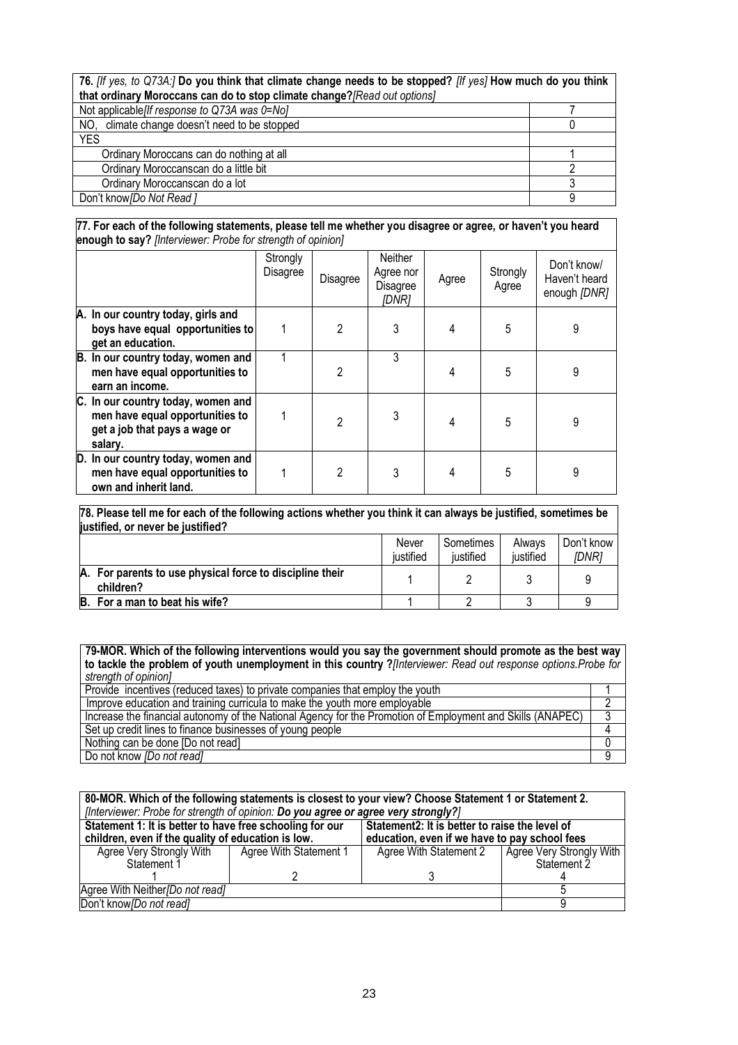| **76.** *[If yes, to Q73A:]* **Do you think that climate change needs to be stopped?** *[If yes]* **How much do you think that ordinary Moroccans can do to stop climate change?***[Read out options]* | |
|---|---|
| Not applicable*[If response to Q73A was 0=No]* | 7 |
| NO, climate change doesn't need to be stopped | 0 |
| YES | |
| Ordinary Moroccans can do nothing at all | 1 |
| Ordinary Moroccanscan do a little bit | 2 |
| Ordinary Moroccanscan do a lot | 3 |
| Don't know*[Do Not Read ]* | 9 |

**77. For each of the following statements, please tell me whether you disagree or agree, or haven't you heard enough to say?** *[Interviewer: Probe for strength of opinion]*

| | Strongly Disagree | Disagree | Neither Agree nor Disagree *[DNR]* | Agree | Strongly Agree | Don't know/ Haven't heard enough *[DNR]* |
|---|---|---|---|---|---|---|
| **A. In our country today, girls and boys have equal opportunities to get an education.** | 1 | 2 | 3 | 4 | 5 | 9 |
| **B. In our country today, women and men have equal opportunities to earn an income.** | 1 | 2 | 3 | 4 | 5 | 9 |
| **C. In our country today, women and men have equal opportunities to get a job that pays a wage or salary.** | 1 | 2 | 3 | 4 | 5 | 9 |
| **D. In our country today, women and men have equal opportunities to own and inherit land.** | 1 | 2 | 3 | 4 | 5 | 9 |

**78. Please tell me for each of the following actions whether you think it can always be justified, sometimes be justified, or never be justified?**

| | Never justified | Sometimes justified | Always justified | Don't know *[DNR]* |
|---|---|---|---|---|
| **A. For parents to use physical force to discipline their children?** | 1 | 2 | 3 | 9 |
| **B. For a man to beat his wife?** | 1 | 2 | 3 | 9 |

| **79-MOR. Which of the following interventions would you say the government should promote as the best way to tackle the problem of youth unemployment in this country ?***[Interviewer: Read out response options.Probe for strength of opinion]* | |
|---|---|
| Provide incentives (reduced taxes) to private companies that employ the youth | 1 |
| Improve education and training curricula to make the youth more employable | 2 |
| Increase the financial autonomy of the National Agency for the Promotion of Employment and Skills (ANAPEC) | 3 |
| Set up credit lines to finance businesses of young people | 4 |
| Nothing can be done [Do not read] | 0 |
| Do not know *[Do not read]* | 9 |

**80-MOR. Which of the following statements is closest to your view? Choose Statement 1 or Statement 2.**
*[Interviewer: Probe for strength of opinion:* ***Do you agree or agree very strongly?****]*

| **Statement 1: It is better to have free schooling for our children, even if the quality of education is low.** | | **Statement2: It is better to raise the level of education, even if we have to pay school fees** | |
|---|---|---|---|
| Agree Very Strongly With Statement 1 | Agree With Statement 1 | Agree With Statement 2 | Agree Very Strongly With Statement 2 |
| 1 | 2 | 3 | 4 |
| Agree With Neither*[Do not read]* | | | 5 |
| Don't know*[Do not read]* | | | 9 |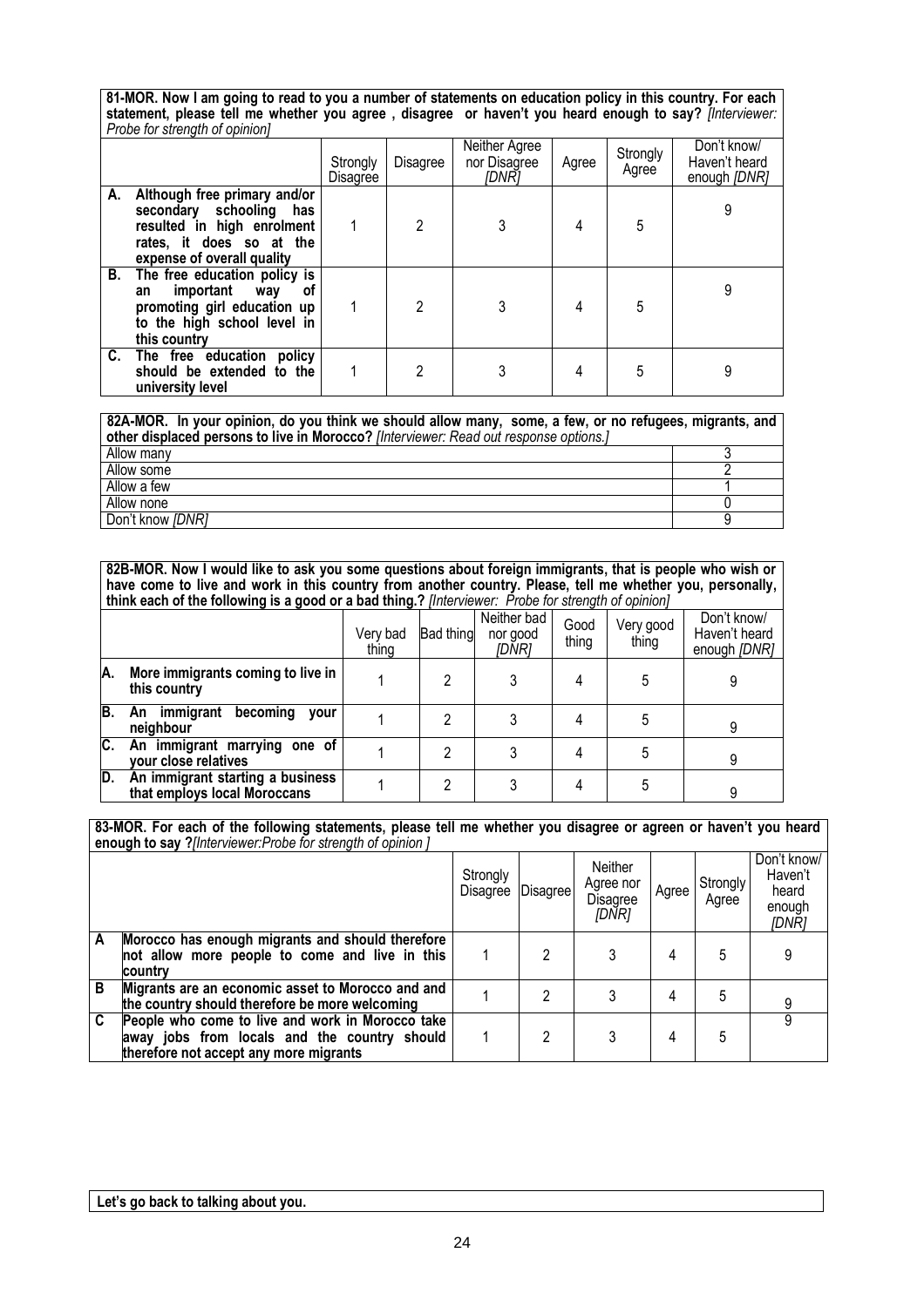**81-MOR. Now I am going to read to you a number of statements on education policy in this country. For each statement, please tell me whether you agree , disagree or haven't you heard enough to say?** *[Interviewer: Probe for strength of opinion]*

| | Strongly Disagree | Disagree | Neither Agree nor Disagree *[DNR]* | Agree | Strongly Agree | Don't know/ Haven't heard enough *[DNR]* |
|---|---|---|---|---|---|---|
| **A. Although free primary and/or secondary schooling has resulted in high enrolment rates, it does so at the expense of overall quality** | 1 | 2 | 3 | 4 | 5 | 9 |
| **B. The free education policy is an important way of promoting girl education up to the high school level in this country** | 1 | 2 | 3 | 4 | 5 | 9 |
| **C. The free education policy should be extended to the university level** | 1 | 2 | 3 | 4 | 5 | 9 |

**82A-MOR. In your opinion, do you think we should allow many, some, a few, or no refugees, migrants, and other displaced persons to live in Morocco?** *[Interviewer: Read out response options.]*

| | |
|---|---|
| Allow many | 3 |
| Allow some | 2 |
| Allow a few | 1 |
| Allow none | 0 |
| Don't know *[DNR]* | 9 |

**82B-MOR. Now I would like to ask you some questions about foreign immigrants, that is people who wish or have come to live and work in this country from another country. Please, tell me whether you, personally, think each of the following is a good or a bad thing.?** *[Interviewer: Probe for strength of opinion]*

| | Very bad thing | Bad thing | Neither bad nor good *[DNR]* | Good thing | Very good thing | Don't know/ Haven't heard enough *[DNR]* |
|---|---|---|---|---|---|---|
| **A. More immigrants coming to live in this country** | 1 | 2 | 3 | 4 | 5 | 9 |
| **B. An immigrant becoming your neighbour** | 1 | 2 | 3 | 4 | 5 | 9 |
| **C. An immigrant marrying one of your close relatives** | 1 | 2 | 3 | 4 | 5 | 9 |
| **D. An immigrant starting a business that employs local Moroccans** | 1 | 2 | 3 | 4 | 5 | 9 |

**83-MOR. For each of the following statements, please tell me whether you disagree or agreen or haven't you heard enough to say ?***[Interviewer:Probe for strength of opinion ]*

| | | Strongly Disagree | Disagree | Neither Agree nor Disagree *[DNR]* | Agree | Strongly Agree | Don't know/ Haven't heard enough *[DNR]* |
|---|---|---|---|---|---|---|---|
| **A** | **Morocco has enough migrants and should therefore not allow more people to come and live in this country** | 1 | 2 | 3 | 4 | 5 | 9 |
| **B** | **Migrants are an economic asset to Morocco and and the country should therefore be more welcoming** | 1 | 2 | 3 | 4 | 5 | 9 |
| **C** | **People who come to live and work in Morocco take away jobs from locals and the country should therefore not accept any more migrants** | 1 | 2 | 3 | 4 | 5 | 9 |

**Let's go back to talking about you.**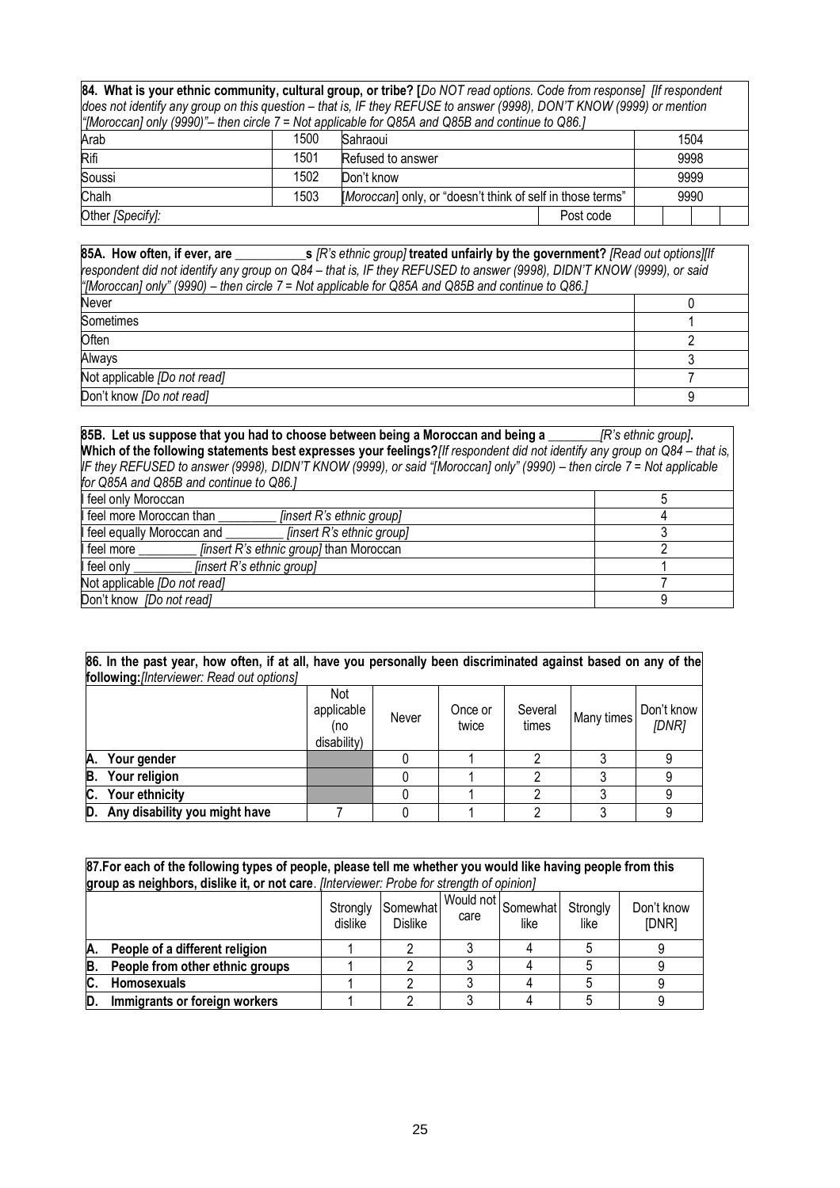**84. What is your ethnic community, cultural group, or tribe? [***Do NOT read options. Code from response] [If respondent does not identify any group on this question – that is, IF they REFUSE to answer (9998), DON'T KNOW (9999) or mention "[Moroccan] only (9990)"– then circle 7 = Not applicable for Q85A and Q85B and continue to Q86.]*

| | | | |
|---|---|---|---|
| Arab | 1500 | Sahraoui | 1504 |
| Rifi | 1501 | Refused to answer | 9998 |
| Soussi | 1502 | Don't know | 9999 |
| Chalh | 1503 | *[Moroccan]* only, or "doesn't think of self in those terms" | 9990 |
| Other *[Specify]:* | | Post code | |

**85A. How often, if ever, are \_\_\_\_\_\_\_\_\_\_\_s** *[R's ethnic group]* **treated unfairly by the government?** *[Read out options][If respondent did not identify any group on Q84 – that is, IF they REFUSED to answer (9998), DIDN'T KNOW (9999), or said "[Moroccan] only" (9990) – then circle 7 = Not applicable for Q85A and Q85B and continue to Q86.]*

| | |
|---|---|
| Never | 0 |
| Sometimes | 1 |
| Often | 2 |
| Always | 3 |
| Not applicable *[Do not read]* | 7 |
| Don't know *[Do not read]* | 9 |

**85B. Let us suppose that you had to choose between being a Moroccan and being a \_\_\_\_\_\_\_\_** *[R's ethnic group]*. **Which of the following statements best expresses your feelings?** *[If respondent did not identify any group on Q84 – that is, IF they REFUSED to answer (9998), DIDN'T KNOW (9999), or said "[Moroccan] only" (9990) – then circle 7 = Not applicable for Q85A and Q85B and continue to Q86.]*

| | |
|---|---|
| I feel only Moroccan | 5 |
| I feel more Moroccan than \_\_\_\_\_\_\_\_\_ *[insert R's ethnic group]* | 4 |
| I feel equally Moroccan and \_\_\_\_\_\_\_\_\_ *[insert R's ethnic group]* | 3 |
| I feel more \_\_\_\_\_\_\_\_\_ *[insert R's ethnic group]* than Moroccan | 2 |
| I feel only \_\_\_\_\_\_\_\_\_ *[insert R's ethnic group]* | 1 |
| Not applicable *[Do not read]* | 7 |
| Don't know *[Do not read]* | 9 |

**86. In the past year, how often, if at all, have you personally been discriminated against based on any of the following:** *[Interviewer: Read out options]*

| | Not applicable (no disability) | Never | Once or twice | Several times | Many times | Don't know *[DNR]* |
|---|---|---|---|---|---|---|
| **A. Your gender** | | 0 | 1 | 2 | 3 | 9 |
| **B. Your religion** | | 0 | 1 | 2 | 3 | 9 |
| **C. Your ethnicity** | | 0 | 1 | 2 | 3 | 9 |
| **D. Any disability you might have** | 7 | 0 | 1 | 2 | 3 | 9 |

**87.For each of the following types of people, please tell me whether you would like having people from this group as neighbors, dislike it, or not care**. *[Interviewer: Probe for strength of opinion]*

| | Strongly dislike | Somewhat Dislike | Would not care | Somewhat like | Strongly like | Don't know [DNR] |
|---|---|---|---|---|---|---|
| **A. People of a different religion** | 1 | 2 | 3 | 4 | 5 | 9 |
| **B. People from other ethnic groups** | 1 | 2 | 3 | 4 | 5 | 9 |
| **C. Homosexuals** | 1 | 2 | 3 | 4 | 5 | 9 |
| **D. Immigrants or foreign workers** | 1 | 2 | 3 | 4 | 5 | 9 |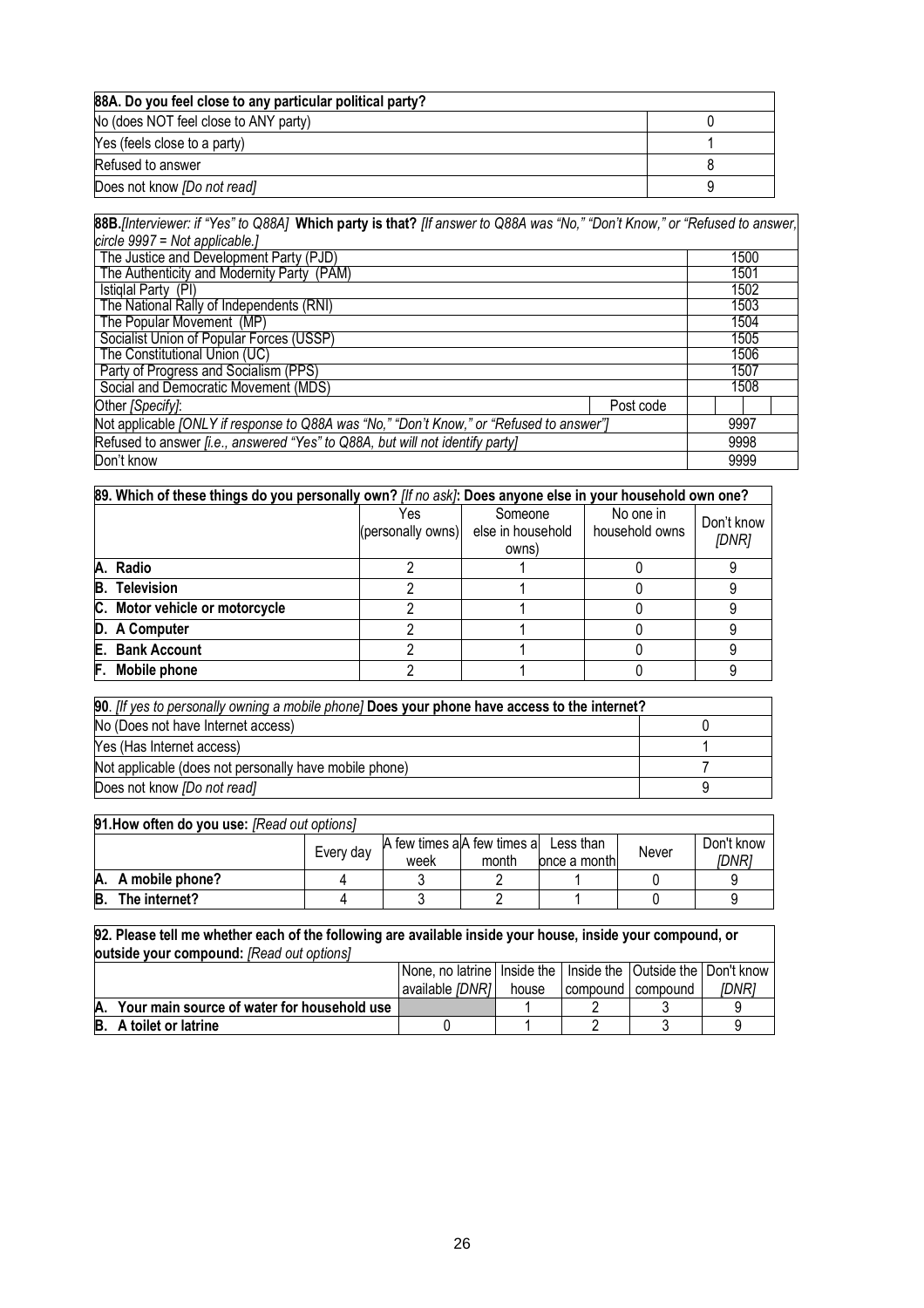| **88A. Do you feel close to any particular political party?** | |
|---|---|
| No (does NOT feel close to ANY party) | 0 |
| Yes (feels close to a party) | 1 |
| Refused to answer | 8 |
| Does not know *[Do not read]* | 9 |

| **88B.***[Interviewer: if "Yes" to Q88A]* **Which party is that?** *[If answer to Q88A was "No," "Don't Know," or "Refused to answer," circle 9997 = Not applicable.]* | | |
|---|---|---|
| The Justice and Development Party (PJD) | | 1500 |
| The Authenticity and Modernity Party (PAM) | | 1501 |
| Istiqlal Party (PI) | | 1502 |
| The National Rally of Independents (RNI) | | 1503 |
| The Popular Movement (MP) | | 1504 |
| Socialist Union of Popular Forces (USSP) | | 1505 |
| The Constitutional Union (UC) | | 1506 |
| Party of Progress and Socialism (PPS) | | 1507 |
| Social and Democratic Movement (MDS) | | 1508 |
| Other *[Specify]*: | Post code | |
| Not applicable *[ONLY if response to Q88A was "No," "Don't Know," or "Refused to answer"]* | | 9997 |
| Refused to answer *[i.e., answered "Yes" to Q88A, but will not identify party]* | | 9998 |
| Don't know | | 9999 |

| **89. Which of these things do you personally own?** *[If no ask]*: **Does anyone else in your household own one?** | Yes (personally owns) | Someone else in household owns) | No one in household owns | Don't know *[DNR]* |
|---|---|---|---|---|
| **A. Radio** | 2 | 1 | 0 | 9 |
| **B. Television** | 2 | 1 | 0 | 9 |
| **C. Motor vehicle or motorcycle** | 2 | 1 | 0 | 9 |
| **D. A Computer** | 2 | 1 | 0 | 9 |
| **E. Bank Account** | 2 | 1 | 0 | 9 |
| **F. Mobile phone** | 2 | 1 | 0 | 9 |

| **90**. *[If yes to personally owning a mobile phone]* **Does your phone have access to the internet?** | |
|---|---|
| No (Does not have Internet access) | 0 |
| Yes (Has Internet access) | 1 |
| Not applicable (does not personally have mobile phone) | 7 |
| Does not know *[Do not read]* | 9 |

| **91.How often do you use:** *[Read out options]* | Every day | A few times a week | A few times a month | Less than once a month | Never | Don't know *[DNR]* |
|---|---|---|---|---|---|---|
| **A. A mobile phone?** | 4 | 3 | 2 | 1 | 0 | 9 |
| **B. The internet?** | 4 | 3 | 2 | 1 | 0 | 9 |

| **92. Please tell me whether each of the following are available inside your house, inside your compound, or outside your compound:** *[Read out options]* | None, no latrine available *[DNR]* | Inside the house | Inside the compound | Outside the compound | Don't know *[DNR]* |
|---|---|---|---|---|---|
| **A. Your main source of water for household use** | | 1 | 2 | 3 | 9 |
| **B. A toilet or latrine** | 0 | 1 | 2 | 3 | 9 |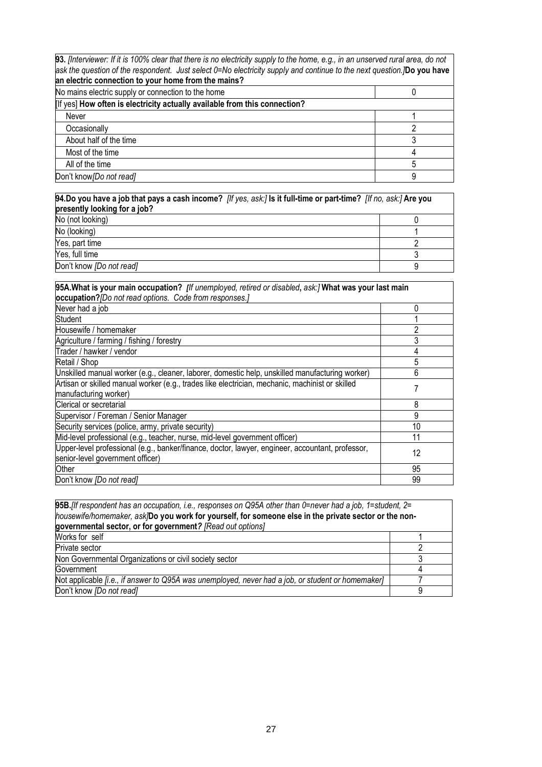| **93.** *[Interviewer: If it is 100% clear that there is no electricity supply to the home, e.g., in an unserved rural area, do not ask the question of the respondent. Just select 0=No electricity supply and continue to the next question.]* **Do you have an electric connection to your home from the mains?** | |
|---|---|
| No mains electric supply or connection to the home | 0 |
| [If yes] **How often is electricity actually available from this connection?** | |
| Never | 1 |
| Occasionally | 2 |
| About half of the time | 3 |
| Most of the time | 4 |
| All of the time | 5 |
| Don't know *[Do not read]* | 9 |

| **94. Do you have a job that pays a cash income?** *[If yes, ask:]* **Is it full-time or part-time?** *[If no, ask:]* **Are you presently looking for a job?** | |
|---|---|
| No (not looking) | 0 |
| No (looking) | 1 |
| Yes, part time | 2 |
| Yes, full time | 3 |
| Don't know *[Do not read]* | 9 |

| **95A. What is your main occupation?** *[If unemployed, retired or disabled, ask:]* **What was your last main occupation?** *[Do not read options. Code from responses.]* | |
|---|---|
| Never had a job | 0 |
| Student | 1 |
| Housewife / homemaker | 2 |
| Agriculture / farming / fishing / forestry | 3 |
| Trader / hawker / vendor | 4 |
| Retail / Shop | 5 |
| Unskilled manual worker (e.g., cleaner, laborer, domestic help, unskilled manufacturing worker) | 6 |
| Artisan or skilled manual worker (e.g., trades like electrician, mechanic, machinist or skilled manufacturing worker) | 7 |
| Clerical or secretarial | 8 |
| Supervisor / Foreman / Senior Manager | 9 |
| Security services (police, army, private security) | 10 |
| Mid-level professional (e.g., teacher, nurse, mid-level government officer) | 11 |
| Upper-level professional (e.g., banker/finance, doctor, lawyer, engineer, accountant, professor, senior-level government officer) | 12 |
| Other | 95 |
| Don't know *[Do not read]* | 99 |

| **95B.** *[If respondent has an occupation, i.e., responses on Q95A other than 0=never had a job, 1=student, 2= housewife/homemaker, ask]* **Do you work for yourself, for someone else in the private sector or the non-governmental sector, or for government?** *[Read out options]* | |
|---|---|
| Works for self | 1 |
| Private sector | 2 |
| Non Governmental Organizations or civil society sector | 3 |
| Government | 4 |
| Not applicable *[i.e., if answer to Q95A was unemployed, never had a job, or student or homemaker]* | 7 |
| Don't know *[Do not read]* | 9 |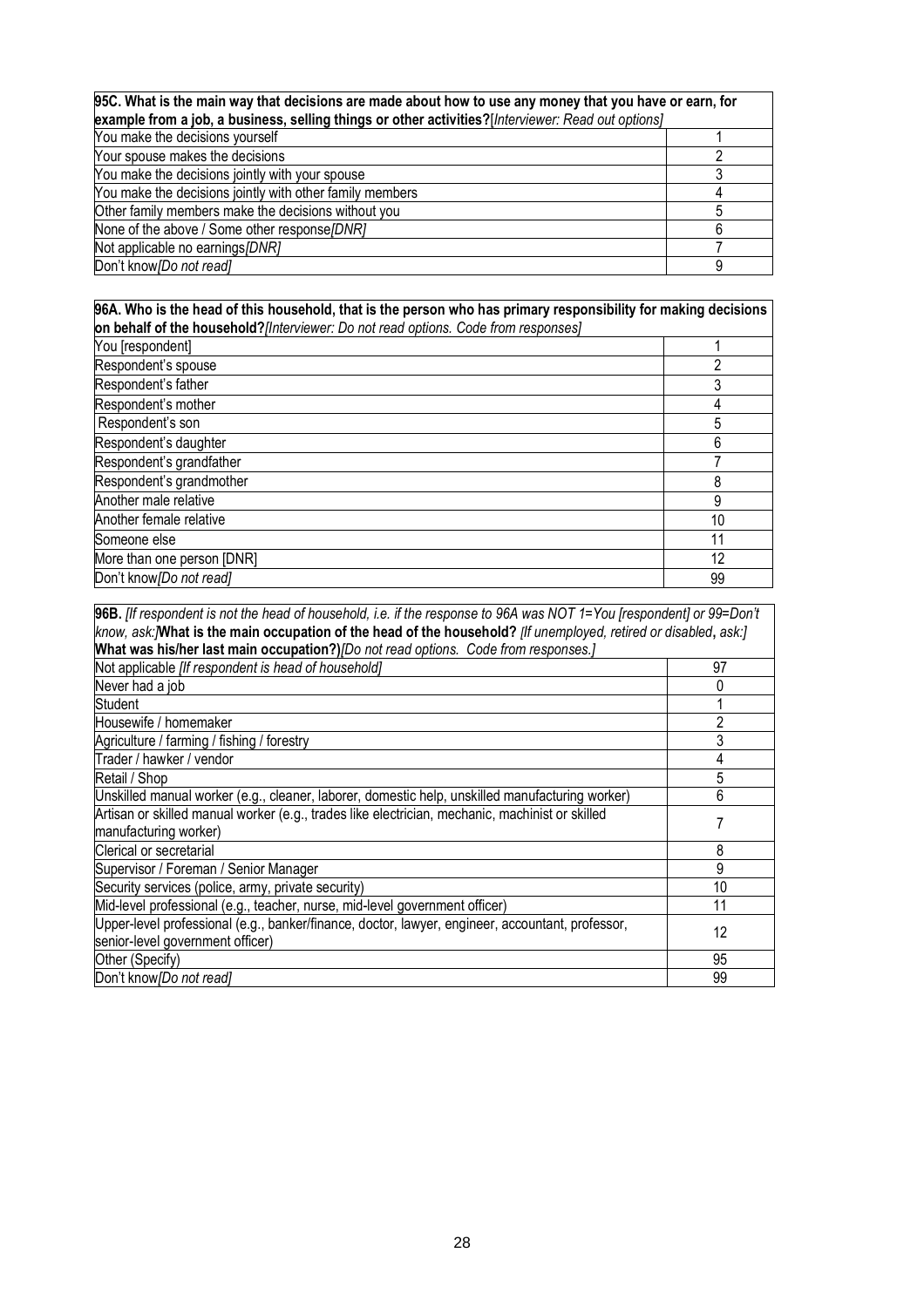| **95C. What is the main way that decisions are made about how to use any money that you have or earn, for example from a job, a business, selling things or other activities?**[*Interviewer: Read out options]* | |
|---|---|
| You make the decisions yourself | 1 |
| Your spouse makes the decisions | 2 |
| You make the decisions jointly with your spouse | 3 |
| You make the decisions jointly with other family members | 4 |
| Other family members make the decisions without you | 5 |
| None of the above / Some other response*[DNR]* | 6 |
| Not applicable no earnings*[DNR]* | 7 |
| Don't know*[Do not read]* | 9 |

| **96A. Who is the head of this household, that is the person who has primary responsibility for making decisions on behalf of the household?***[Interviewer: Do not read options. Code from responses]* | |
|---|---|
| You [respondent] | 1 |
| Respondent's spouse | 2 |
| Respondent's father | 3 |
| Respondent's mother | 4 |
| Respondent's son | 5 |
| Respondent's daughter | 6 |
| Respondent's grandfather | 7 |
| Respondent's grandmother | 8 |
| Another male relative | 9 |
| Another female relative | 10 |
| Someone else | 11 |
| More than one person [DNR] | 12 |
| Don't know*[Do not read]* | 99 |

| **96B.** *[If respondent is not the head of household, i.e. if the response to 96A was NOT 1=You [respondent] or 99=Don't know, ask:]* **What is the main occupation of the head of the household?** *[If unemployed, retired or disabled*, *ask:]* **What was his/her last main occupation?)***[Do not read options. Code from responses.]* | |
|---|---|
| Not applicable *[If respondent is head of household]* | 97 |
| Never had a job | 0 |
| Student | 1 |
| Housewife / homemaker | 2 |
| Agriculture / farming / fishing / forestry | 3 |
| Trader / hawker / vendor | 4 |
| Retail / Shop | 5 |
| Unskilled manual worker (e.g., cleaner, laborer, domestic help, unskilled manufacturing worker) | 6 |
| Artisan or skilled manual worker (e.g., trades like electrician, mechanic, machinist or skilled manufacturing worker) | 7 |
| Clerical or secretarial | 8 |
| Supervisor / Foreman / Senior Manager | 9 |
| Security services (police, army, private security) | 10 |
| Mid-level professional (e.g., teacher, nurse, mid-level government officer) | 11 |
| Upper-level professional (e.g., banker/finance, doctor, lawyer, engineer, accountant, professor, senior-level government officer) | 12 |
| Other (Specify) | 95 |
| Don't know*[Do not read]* | 99 |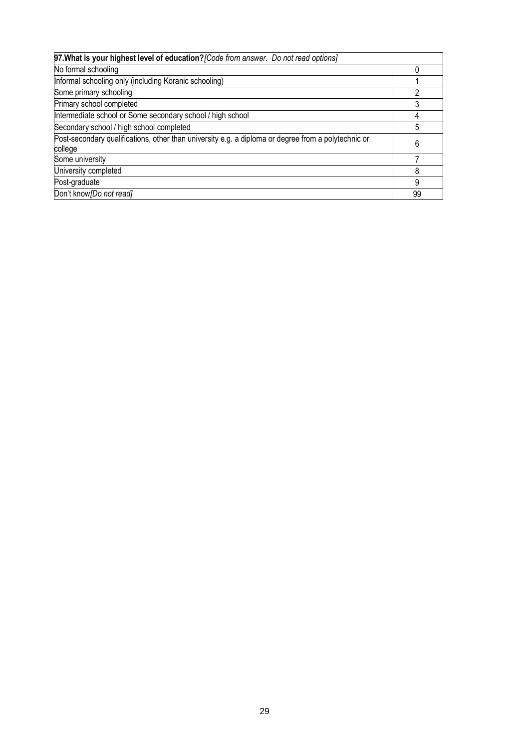| **97.What is your highest level of education?** *[Code from answer. Do not read options]* | |
|---|---|
| No formal schooling | 0 |
| Informal schooling only (including Koranic schooling) | 1 |
| Some primary schooling | 2 |
| Primary school completed | 3 |
| Intermediate school or Some secondary school / high school | 4 |
| Secondary school / high school completed | 5 |
| Post-secondary qualifications, other than university e.g. a diploma or degree from a polytechnic or college | 6 |
| Some university | 7 |
| University completed | 8 |
| Post-graduate | 9 |
| Don't know *[Do not read]* | 99 |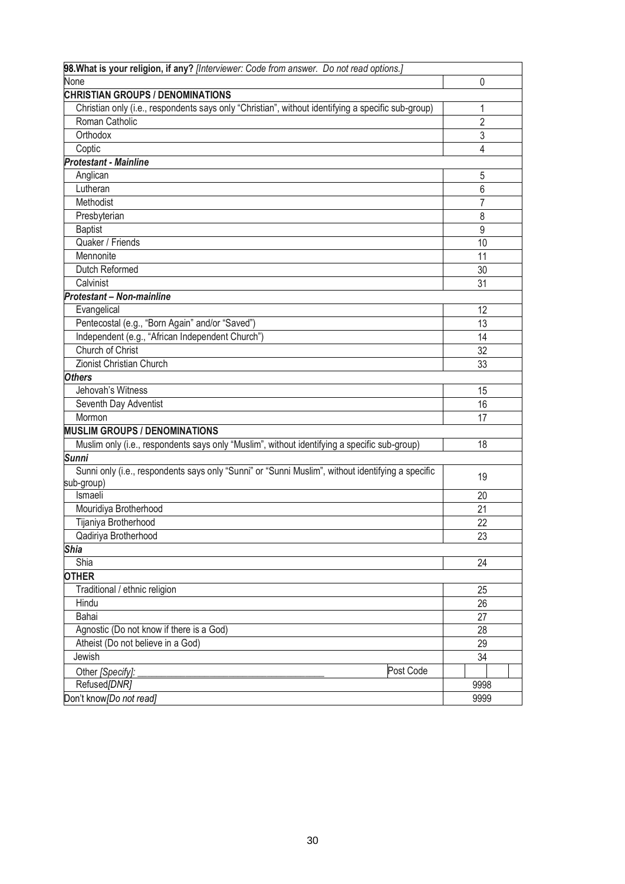| **98.What is your religion, if any?** *[Interviewer: Code from answer. Do not read options.]* | |
|---|---|
| None | 0 |
| **CHRISTIAN GROUPS / DENOMINATIONS** | |
| Christian only (i.e., respondents says only "Christian", without identifying a specific sub-group) | 1 |
| Roman Catholic | 2 |
| Orthodox | 3 |
| Coptic | 4 |
| ***Protestant - Mainline*** | |
| Anglican | 5 |
| Lutheran | 6 |
| Methodist | 7 |
| Presbyterian | 8 |
| Baptist | 9 |
| Quaker / Friends | 10 |
| Mennonite | 11 |
| Dutch Reformed | 30 |
| Calvinist | 31 |
| ***Protestant – Non-mainline*** | |
| Evangelical | 12 |
| Pentecostal (e.g., "Born Again" and/or "Saved") | 13 |
| Independent (e.g., "African Independent Church") | 14 |
| Church of Christ | 32 |
| Zionist Christian Church | 33 |
| ***Others*** | |
| Jehovah's Witness | 15 |
| Seventh Day Adventist | 16 |
| Mormon | 17 |
| **MUSLIM GROUPS / DENOMINATIONS** | |
| Muslim only (i.e., respondents says only "Muslim", without identifying a specific sub-group) | 18 |
| ***Sunni*** | |
| Sunni only (i.e., respondents says only "Sunni" or "Sunni Muslim", without identifying a specific sub-group) | 19 |
| Ismaeli | 20 |
| Mouridiya Brotherhood | 21 |
| Tijaniya Brotherhood | 22 |
| Qadiriya Brotherhood | 23 |
| ***Shia*** | |
| Shia | 24 |
| **OTHER** | |
| Traditional / ethnic religion | 25 |
| Hindu | 26 |
| Bahai | 27 |
| Agnostic (Do not know if there is a God) | 28 |
| Atheist (Do not believe in a God) | 29 |
| Jewish | 34 |
| Other *[Specify]:* ____________________ Post Code | |
| Refused*[DNR]* | 9998 |
| Don't know*[Do not read]* | 9999 |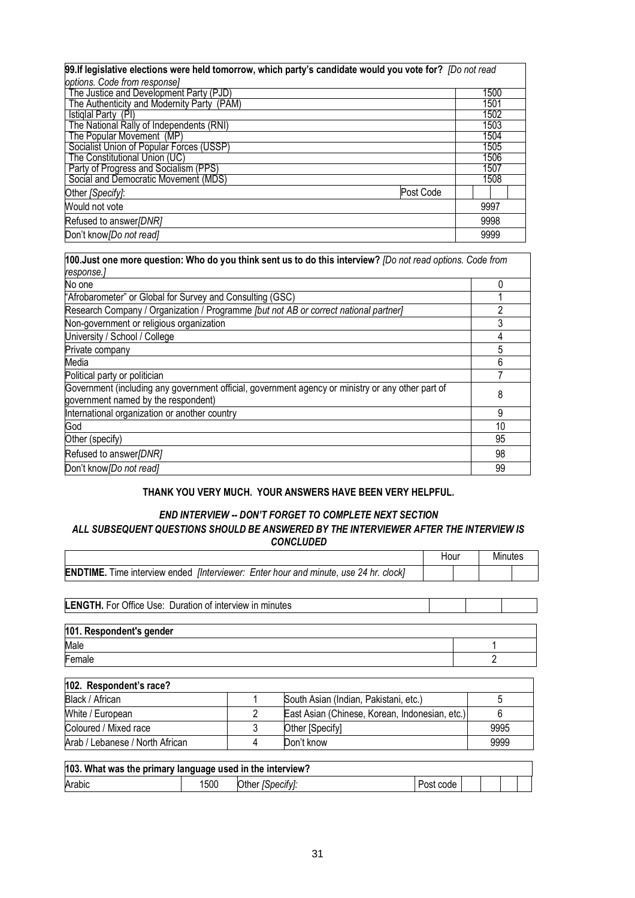| **99.If legislative elections were held tomorrow, which party's candidate would you vote for?** *[Do not read options. Code from response]* | | |
|---|---|---|
| The Justice and Development Party (PJD) | | 1500 |
| The Authenticity and Modernity Party (PAM) | | 1501 |
| Istiqlal Party (PI) | | 1502 |
| The National Rally of Independents (RNI) | | 1503 |
| The Popular Movement (MP) | | 1504 |
| Socialist Union of Popular Forces (USSP) | | 1505 |
| The Constitutional Union (UC) | | 1506 |
| Party of Progress and Socialism (PPS) | | 1507 |
| Social and Democratic Movement (MDS) | | 1508 |
| Other *[Specify]*: | Post Code | |
| Would not vote | | 9997 |
| Refused to answer*[DNR]* | | 9998 |
| Don't know*[Do not read]* | | 9999 |

| **100.Just one more question: Who do you think sent us to do this interview?** *[Do not read options. Code from response.]* | |
|---|---|
| No one | 0 |
| "Afrobarometer" or Global for Survey and Consulting (GSC) | 1 |
| Research Company / Organization / Programme *[but not AB or correct national partner]* | 2 |
| Non-government or religious organization | 3 |
| University / School / College | 4 |
| Private company | 5 |
| Media | 6 |
| Political party or politician | 7 |
| Government (including any government official, government agency or ministry or any other part of government named by the respondent) | 8 |
| International organization or another country | 9 |
| God | 10 |
| Other (specify) | 95 |
| Refused to answer*[DNR]* | 98 |
| Don't know*[Do not read]* | 99 |

**THANK YOU VERY MUCH. YOUR ANSWERS HAVE BEEN VERY HELPFUL.**

***END INTERVIEW -- DON'T FORGET TO COMPLETE NEXT SECTION***

***ALL SUBSEQUENT QUESTIONS SHOULD BE ANSWERED BY THE INTERVIEWER AFTER THE INTERVIEW IS CONCLUDED***

| | Hour | | Minutes | |
|---|---|---|---|---|
| **ENDTIME.** Time interview ended *[Interviewer: Enter hour and minute, use 24 hr. clock]* | | | | |

| **LENGTH.** For Office Use: Duration of interview in minutes | | | |
|---|---|---|---|

| **101. Respondent's gender** | |
|---|---|
| Male | 1 |
| Female | 2 |

| **102. Respondent's race?** | | | |
|---|---|---|---|
| Black / African | 1 | South Asian (Indian, Pakistani, etc.) | 5 |
| White / European | 2 | East Asian (Chinese, Korean, Indonesian, etc.) | 6 |
| Coloured / Mixed race | 3 | Other [Specify] | 9995 |
| Arab / Lebanese / North African | 4 | Don't know | 9999 |

| **103. What was the primary language used in the interview?** | | | | | | | |
|---|---|---|---|---|---|---|---|
| Arabic | 1500 | Other *[Specify]*: | Post code | | | | |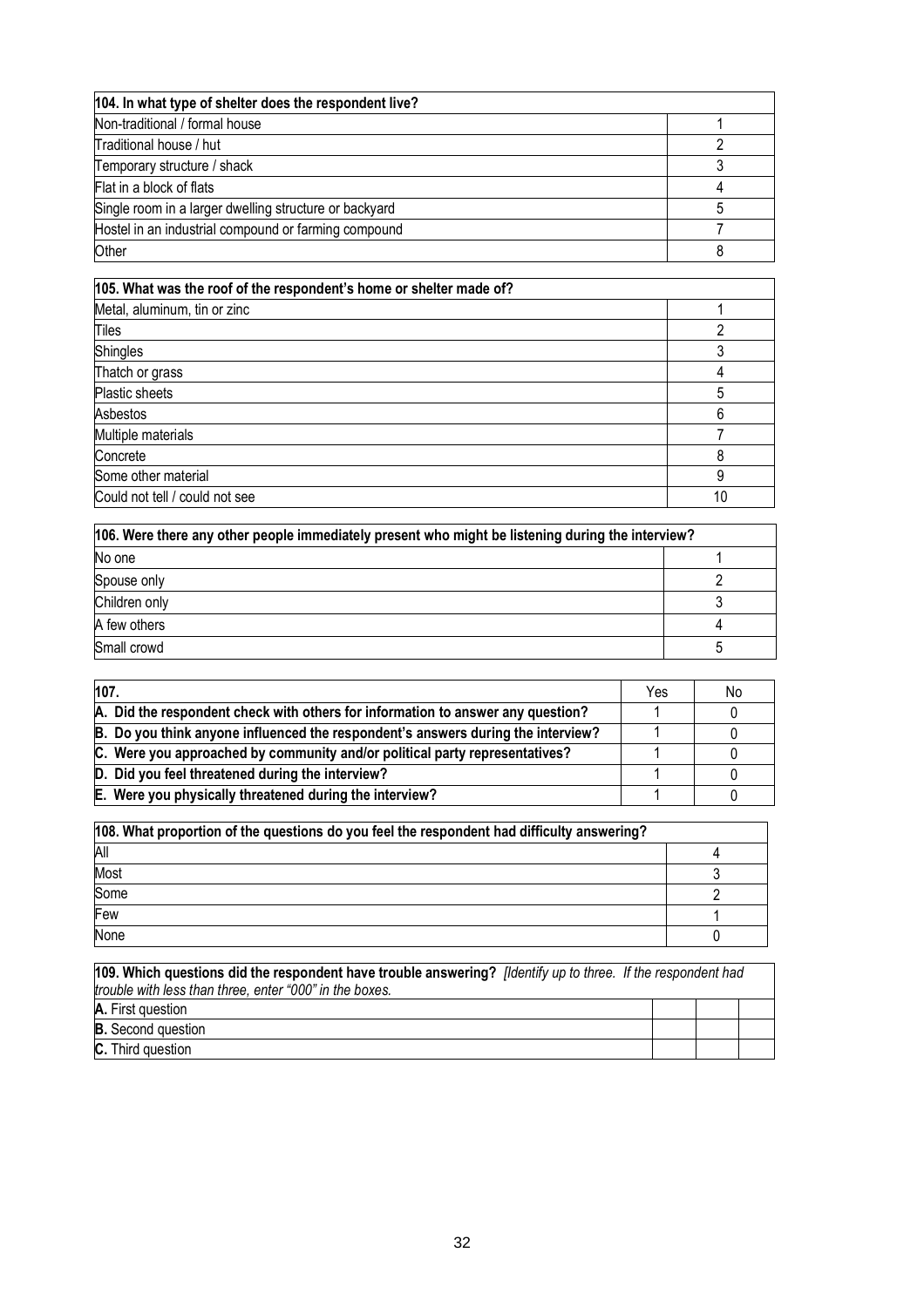| **104. In what type of shelter does the respondent live?** | |
| --- | --- |
| Non-traditional / formal house | 1 |
| Traditional house / hut | 2 |
| Temporary structure / shack | 3 |
| Flat in a block of flats | 4 |
| Single room in a larger dwelling structure or backyard | 5 |
| Hostel in an industrial compound or farming compound | 7 |
| Other | 8 |

| **105. What was the roof of the respondent's home or shelter made of?** | |
| --- | --- |
| Metal, aluminum, tin or zinc | 1 |
| Tiles | 2 |
| Shingles | 3 |
| Thatch or grass | 4 |
| Plastic sheets | 5 |
| Asbestos | 6 |
| Multiple materials | 7 |
| Concrete | 8 |
| Some other material | 9 |
| Could not tell / could not see | 10 |

| **106. Were there any other people immediately present who might be listening during the interview?** | |
| --- | --- |
| No one | 1 |
| Spouse only | 2 |
| Children only | 3 |
| A few others | 4 |
| Small crowd | 5 |

| **107.** | Yes | No |
| --- | --- | --- |
| **A. Did the respondent check with others for information to answer any question?** | 1 | 0 |
| **B. Do you think anyone influenced the respondent's answers during the interview?** | 1 | 0 |
| **C. Were you approached by community and/or political party representatives?** | 1 | 0 |
| **D. Did you feel threatened during the interview?** | 1 | 0 |
| **E. Were you physically threatened during the interview?** | 1 | 0 |

| **108. What proportion of the questions do you feel the respondent had difficulty answering?** | |
| --- | --- |
| All | 4 |
| Most | 3 |
| Some | 2 |
| Few | 1 |
| None | 0 |

| **109. Which questions did the respondent have trouble answering?** *[Identify up to three. If the respondent had trouble with less than three, enter "000" in the boxes.* | | | |
| --- | --- | --- | --- |
| **A.** First question | | | |
| **B.** Second question | | | |
| **C.** Third question | | | |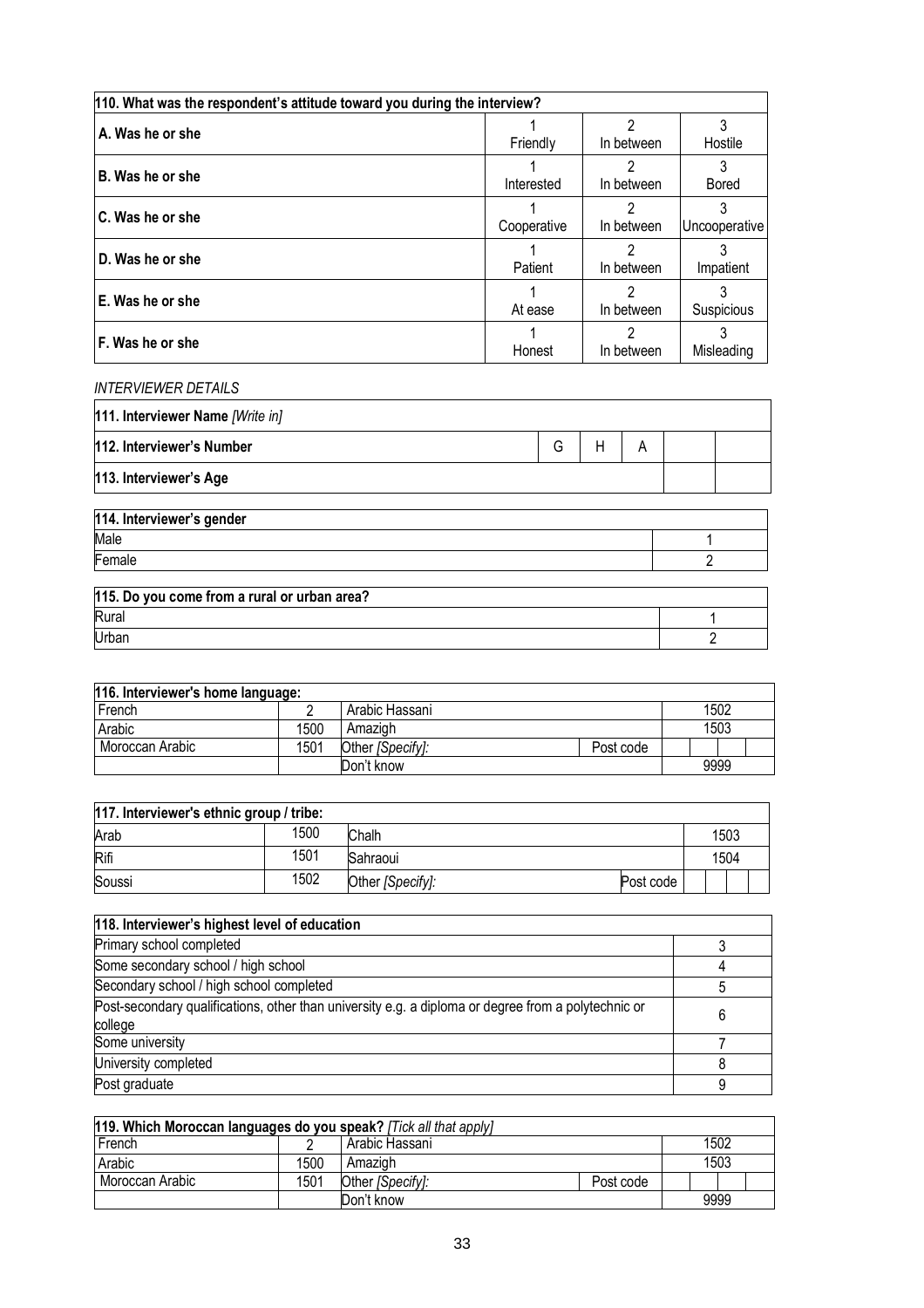| 110. What was the respondent's attitude toward you during the interview? | | | |
|---|---|---|---|
| A. Was he or she | 1 Friendly | 2 In between | 3 Hostile |
| B. Was he or she | 1 Interested | 2 In between | 3 Bored |
| C. Was he or she | 1 Cooperative | 2 In between | 3 Uncooperative |
| D. Was he or she | 1 Patient | 2 In between | 3 Impatient |
| E. Was he or she | 1 At ease | 2 In between | 3 Suspicious |
| F. Was he or she | 1 Honest | 2 In between | 3 Misleading |

*INTERVIEWER DETAILS*

| 111. Interviewer Name *[Write in]* | | | | | |
|---|---|---|---|---|---|
| 112. Interviewer's Number | G | H | A | | |
| 113. Interviewer's Age | | | | | |

| 114. Interviewer's gender | |
|---|---|
| Male | 1 |
| Female | 2 |

| 115. Do you come from a rural or urban area? | |
|---|---|
| Rural | 1 |
| Urban | 2 |

| 116. Interviewer's home language: | | | | |
|---|---|---|---|---|
| French | 2 | Arabic Hassani | | 1502 |
| Arabic | 1500 | Amazigh | | 1503 |
| Moroccan Arabic | 1501 | Other *[Specify]:* | Post code | |
| | | Don't know | | 9999 |

| 117. Interviewer's ethnic group / tribe: | | | | |
|---|---|---|---|---|
| Arab | 1500 | Chalh | | 1503 |
| Rifi | 1501 | Sahraoui | | 1504 |
| Soussi | 1502 | Other *[Specify]:* | Post code | |

| 118. Interviewer's highest level of education | |
|---|---|
| Primary school completed | 3 |
| Some secondary school / high school | 4 |
| Secondary school / high school completed | 5 |
| Post-secondary qualifications, other than university e.g. a diploma or degree from a polytechnic or college | 6 |
| Some university | 7 |
| University completed | 8 |
| Post graduate | 9 |

| 119. Which Moroccan languages do you speak? *[Tick all that apply]* | | | | |
|---|---|---|---|---|
| French | 2 | Arabic Hassani | | 1502 |
| Arabic | 1500 | Amazigh | | 1503 |
| Moroccan Arabic | 1501 | Other *[Specify]:* | Post code | |
| | | Don't know | | 9999 |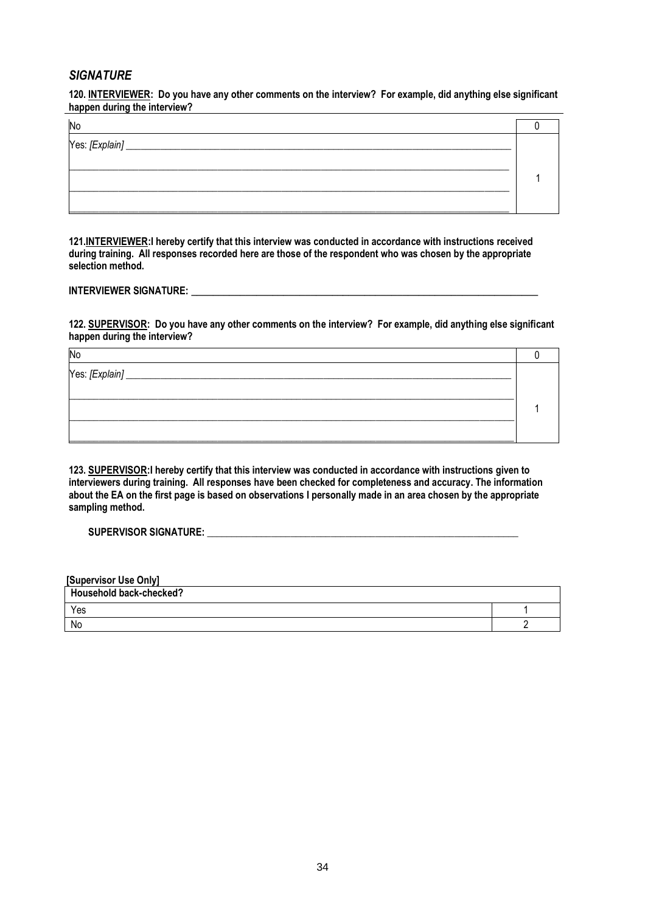## *SIGNATURE*

**120. <u>INTERVIEWER</u>: Do you have any other comments on the interview? For example, did anything else significant happen during the interview?**

| | |
|---|---|
| No | 0 |
| Yes: *[Explain]* ______________________________________________ | 1 |

**121.<u>INTERVIEWER</u>:I hereby certify that this interview was conducted in accordance with instructions received during training. All responses recorded here are those of the respondent who was chosen by the appropriate selection method.**

**INTERVIEWER SIGNATURE:** ______________________________________________

**122. <u>SUPERVISOR</u>: Do you have any other comments on the interview? For example, did anything else significant happen during the interview?**

| | |
|---|---|
| No | 0 |
| Yes: *[Explain]* ______________________________________________ | 1 |

**123. <u>SUPERVISOR</u>:I hereby certify that this interview was conducted in accordance with instructions given to interviewers during training. All responses have been checked for completeness and accuracy. The information about the EA on the first page is based on observations I personally made in an area chosen by the appropriate sampling method.**

**SUPERVISOR SIGNATURE:** ______________________________________________

**[Supervisor Use Only]**

| **Household back-checked?** | |
|---|---|
| Yes | 1 |
| No | 2 |